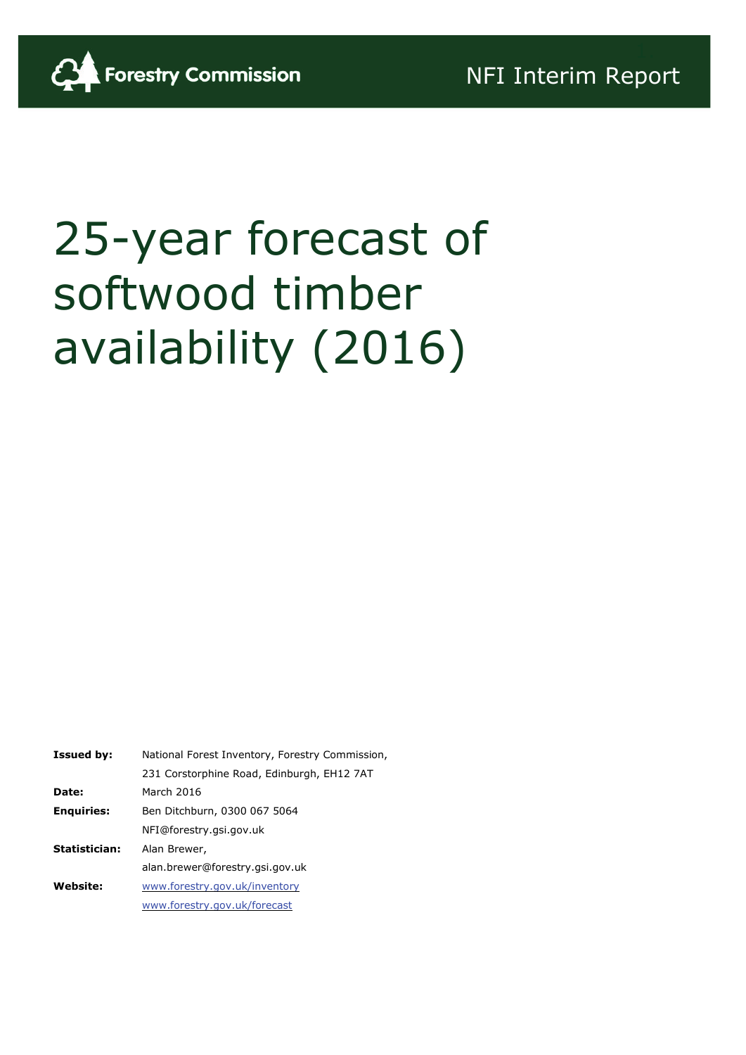Forestry Commission

NFI Interim Report

# 25-year forecast of softwood timber availability (2016)

| | |
|---|---|
| **Issued by:** | National Forest Inventory, Forestry Commission, 231 Corstorphine Road, Edinburgh, EH12 7AT |
| **Date:** | March 2016 |
| **Enquiries:** | Ben Ditchburn, 0300 067 5064<br>NFI@forestry.gsi.gov.uk |
| **Statistician:** | Alan Brewer,<br>alan.brewer@forestry.gsi.gov.uk |
| **Website:** | www.forestry.gov.uk/inventory<br>www.forestry.gov.uk/forecast |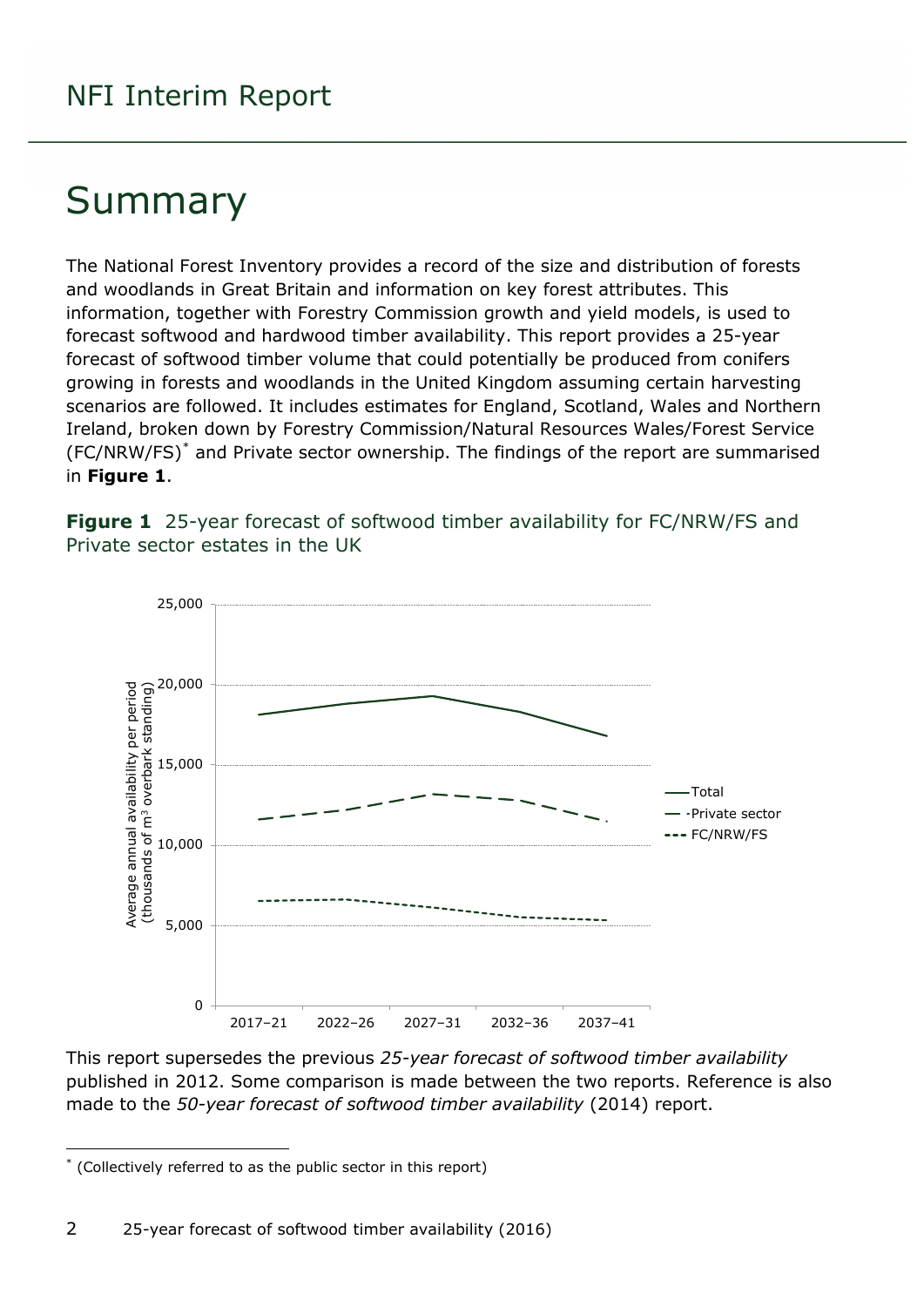# Summary

The National Forest Inventory provides a record of the size and distribution of forests and woodlands in Great Britain and information on key forest attributes. This information, together with Forestry Commission growth and yield models, is used to forecast softwood and hardwood timber availability. This report provides a 25-year forecast of softwood timber volume that could potentially be produced from conifers growing in forests and woodlands in the United Kingdom assuming certain harvesting scenarios are followed. It includes estimates for England, Scotland, Wales and Northern Ireland, broken down by Forestry Commission/Natural Resources Wales/Forest Service (FC/NRW/FS)[*] and Private sector ownership. The findings of the report are summarised in **Figure 1**.

**Figure 1** 25-year forecast of softwood timber availability for FC/NRW/FS and Private sector estates in the UK

This report supersedes the previous *25-year forecast of softwood timber availability* published in 2012. Some comparison is made between the two reports. Reference is also made to the *50-year forecast of softwood timber availability* (2014) report.

[*] (Collectively referred to as the public sector in this report)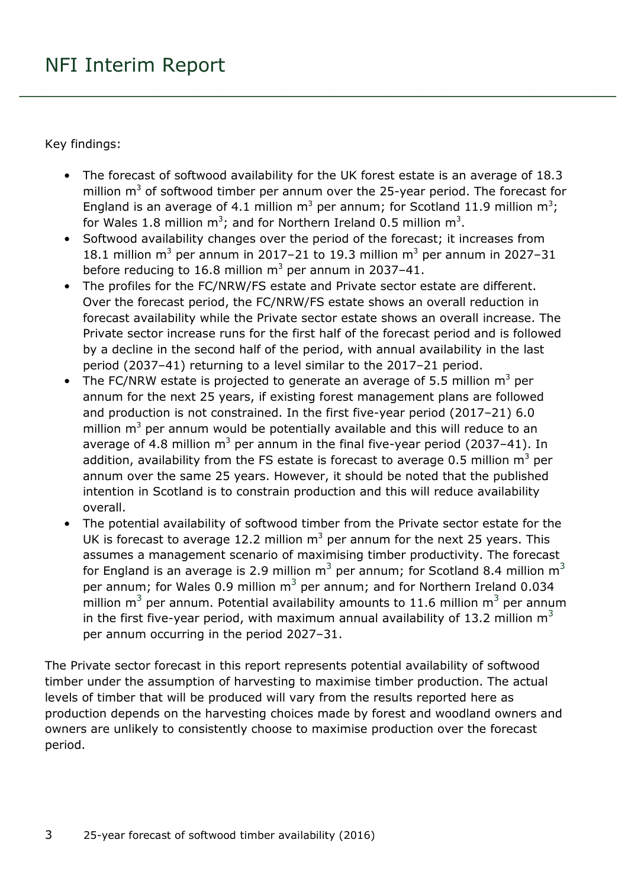Key findings:

- The forecast of softwood availability for the UK forest estate is an average of 18.3 million $m^3$ of softwood timber per annum over the 25-year period. The forecast for England is an average of 4.1 million $m^3$ per annum; for Scotland 11.9 million $m^3$; for Wales 1.8 million $m^3$; and for Northern Ireland 0.5 million $m^3$.
- Softwood availability changes over the period of the forecast; it increases from 18.1 million $m^3$ per annum in 2017–21 to 19.3 million $m^3$ per annum in 2027–31 before reducing to 16.8 million $m^3$ per annum in 2037–41.
- The profiles for the FC/NRW/FS estate and Private sector estate are different. Over the forecast period, the FC/NRW/FS estate shows an overall reduction in forecast availability while the Private sector estate shows an overall increase. The Private sector increase runs for the first half of the forecast period and is followed by a decline in the second half of the period, with annual availability in the last period (2037–41) returning to a level similar to the 2017–21 period.
- The FC/NRW estate is projected to generate an average of 5.5 million $m^3$ per annum for the next 25 years, if existing forest management plans are followed and production is not constrained. In the first five-year period (2017–21) 6.0 million $m^3$ per annum would be potentially available and this will reduce to an average of 4.8 million $m^3$ per annum in the final five-year period (2037–41). In addition, availability from the FS estate is forecast to average 0.5 million $m^3$ per annum over the same 25 years. However, it should be noted that the published intention in Scotland is to constrain production and this will reduce availability overall.
- The potential availability of softwood timber from the Private sector estate for the UK is forecast to average 12.2 million $m^3$ per annum for the next 25 years. This assumes a management scenario of maximising timber productivity. The forecast for England is an average is 2.9 million $m^3$ per annum; for Scotland 8.4 million $m^3$ per annum; for Wales 0.9 million $m^3$ per annum; and for Northern Ireland 0.034 million $m^3$ per annum. Potential availability amounts to 11.6 million $m^3$ per annum in the first five-year period, with maximum annual availability of 13.2 million $m^3$ per annum occurring in the period 2027–31.

The Private sector forecast in this report represents potential availability of softwood timber under the assumption of harvesting to maximise timber production. The actual levels of timber that will be produced will vary from the results reported here as production depends on the harvesting choices made by forest and woodland owners and owners are unlikely to consistently choose to maximise production over the forecast period.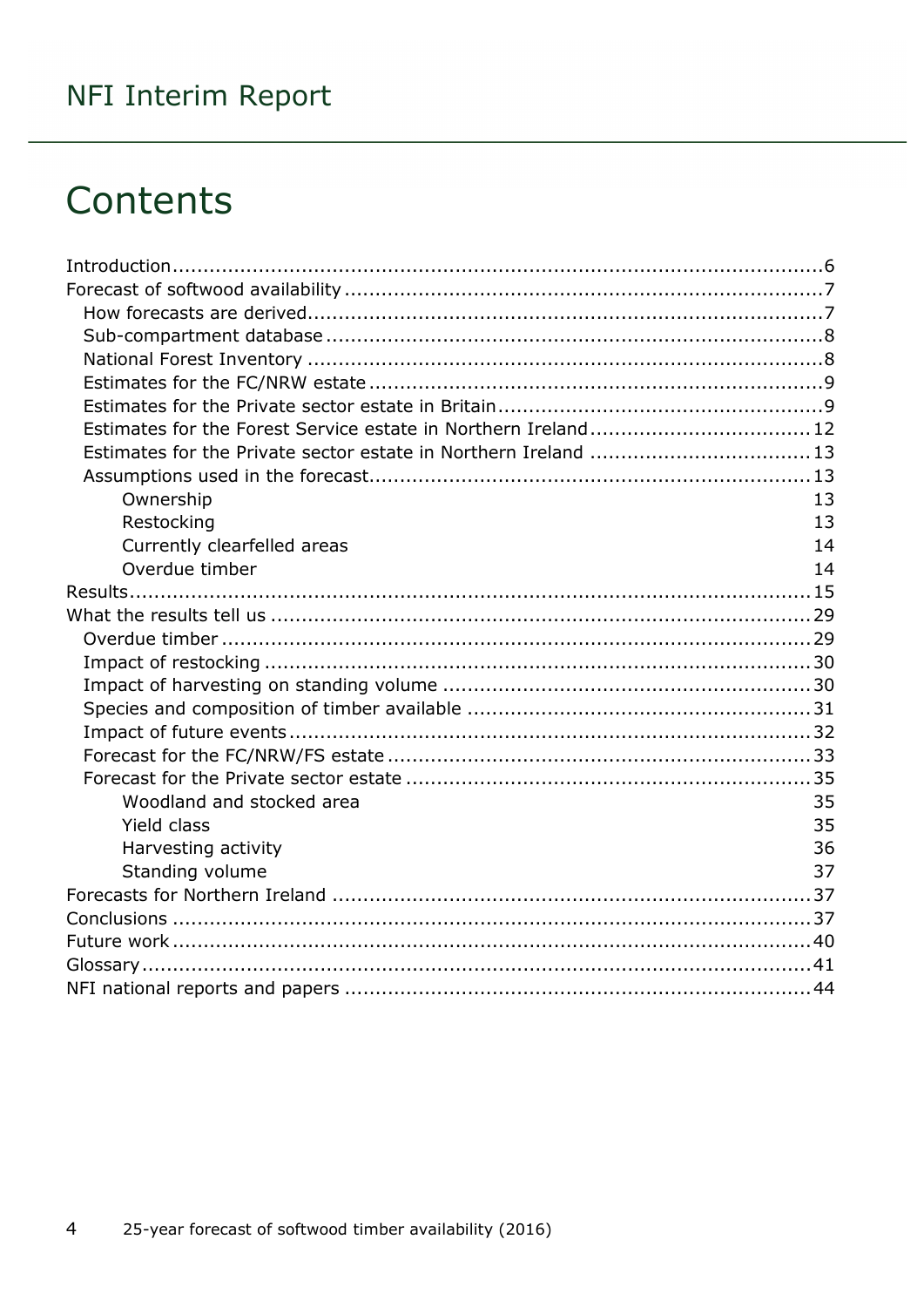# Contents

- Introduction ... 6
- Forecast of softwood availability ... 7
  - How forecasts are derived ... 7
  - Sub-compartment database ... 8
  - National Forest Inventory ... 8
  - Estimates for the FC/NRW estate ... 9
  - Estimates for the Private sector estate in Britain ... 9
  - Estimates for the Forest Service estate in Northern Ireland ... 12
  - Estimates for the Private sector estate in Northern Ireland ... 13
  - Assumptions used in the forecast ... 13
    - Ownership 13
    - Restocking 13
    - Currently clearfelled areas 14
    - Overdue timber 14
- Results ... 15
- What the results tell us ... 29
  - Overdue timber ... 29
  - Impact of restocking ... 30
  - Impact of harvesting on standing volume ... 30
  - Species and composition of timber available ... 31
  - Impact of future events ... 32
  - Forecast for the FC/NRW/FS estate ... 33
  - Forecast for the Private sector estate ... 35
    - Woodland and stocked area 35
    - Yield class 35
    - Harvesting activity 36
    - Standing volume 37
- Forecasts for Northern Ireland ... 37
- Conclusions ... 37
- Future work ... 40
- Glossary ... 41
- NFI national reports and papers ... 44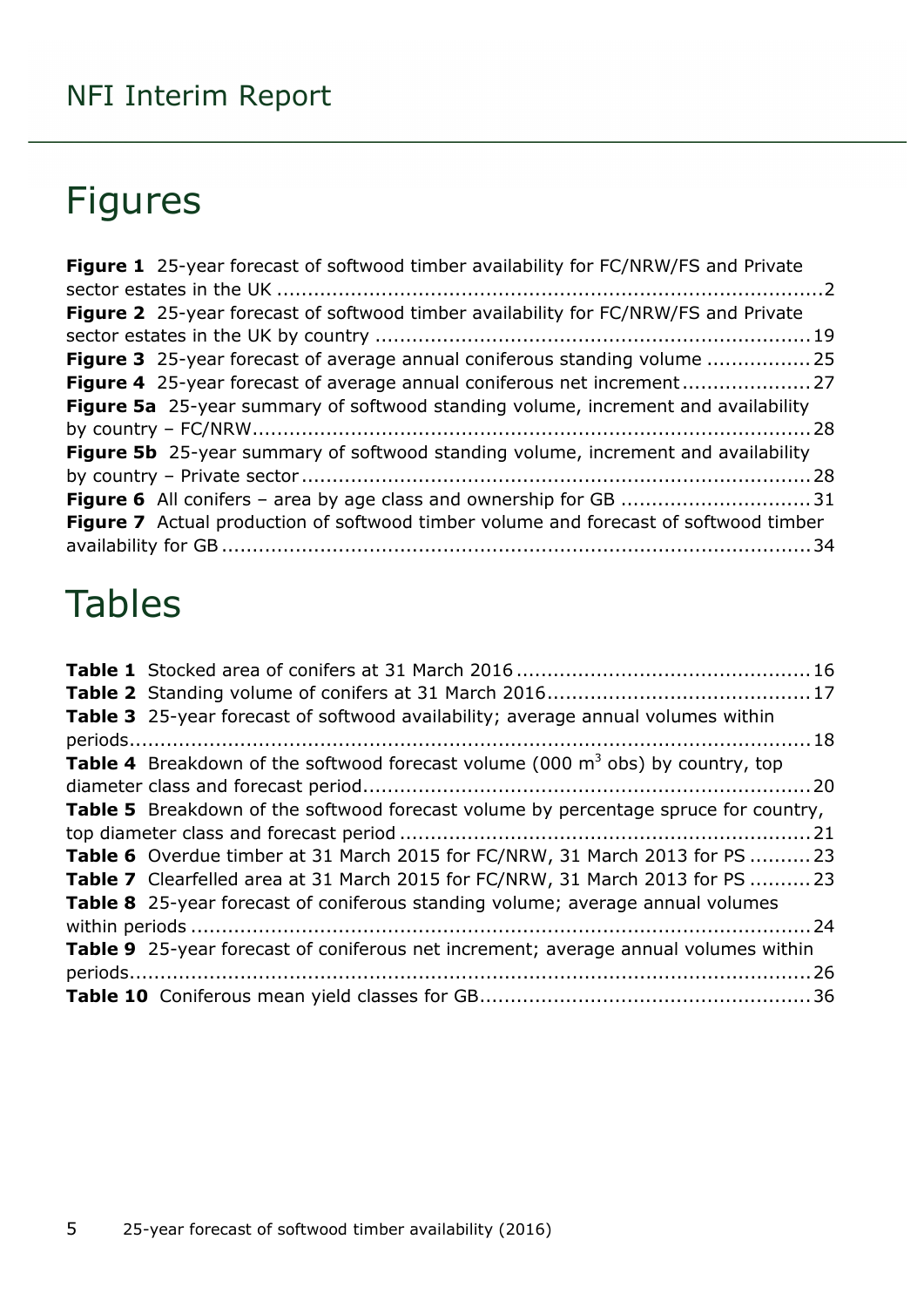# Figures

**Figure 1** 25-year forecast of softwood timber availability for FC/NRW/FS and Private sector estates in the UK .....2
**Figure 2** 25-year forecast of softwood timber availability for FC/NRW/FS and Private sector estates in the UK by country .....19
**Figure 3** 25-year forecast of average annual coniferous standing volume .....25
**Figure 4** 25-year forecast of average annual coniferous net increment .....27
**Figure 5a** 25-year summary of softwood standing volume, increment and availability by country – FC/NRW .....28
**Figure 5b** 25-year summary of softwood standing volume, increment and availability by country – Private sector .....28
**Figure 6** All conifers – area by age class and ownership for GB .....31
**Figure 7** Actual production of softwood timber volume and forecast of softwood timber availability for GB .....34

# Tables

**Table 1** Stocked area of conifers at 31 March 2016 .....16
**Table 2** Standing volume of conifers at 31 March 2016 .....17
**Table 3** 25-year forecast of softwood availability; average annual volumes within periods .....18
**Table 4** Breakdown of the softwood forecast volume (000 $m^3$ obs) by country, top diameter class and forecast period .....20
**Table 5** Breakdown of the softwood forecast volume by percentage spruce for country, top diameter class and forecast period .....21
**Table 6** Overdue timber at 31 March 2015 for FC/NRW, 31 March 2013 for PS .....23
**Table 7** Clearfelled area at 31 March 2015 for FC/NRW, 31 March 2013 for PS .....23
**Table 8** 25-year forecast of coniferous standing volume; average annual volumes within periods .....24
**Table 9** 25-year forecast of coniferous net increment; average annual volumes within periods .....26
**Table 10** Coniferous mean yield classes for GB .....36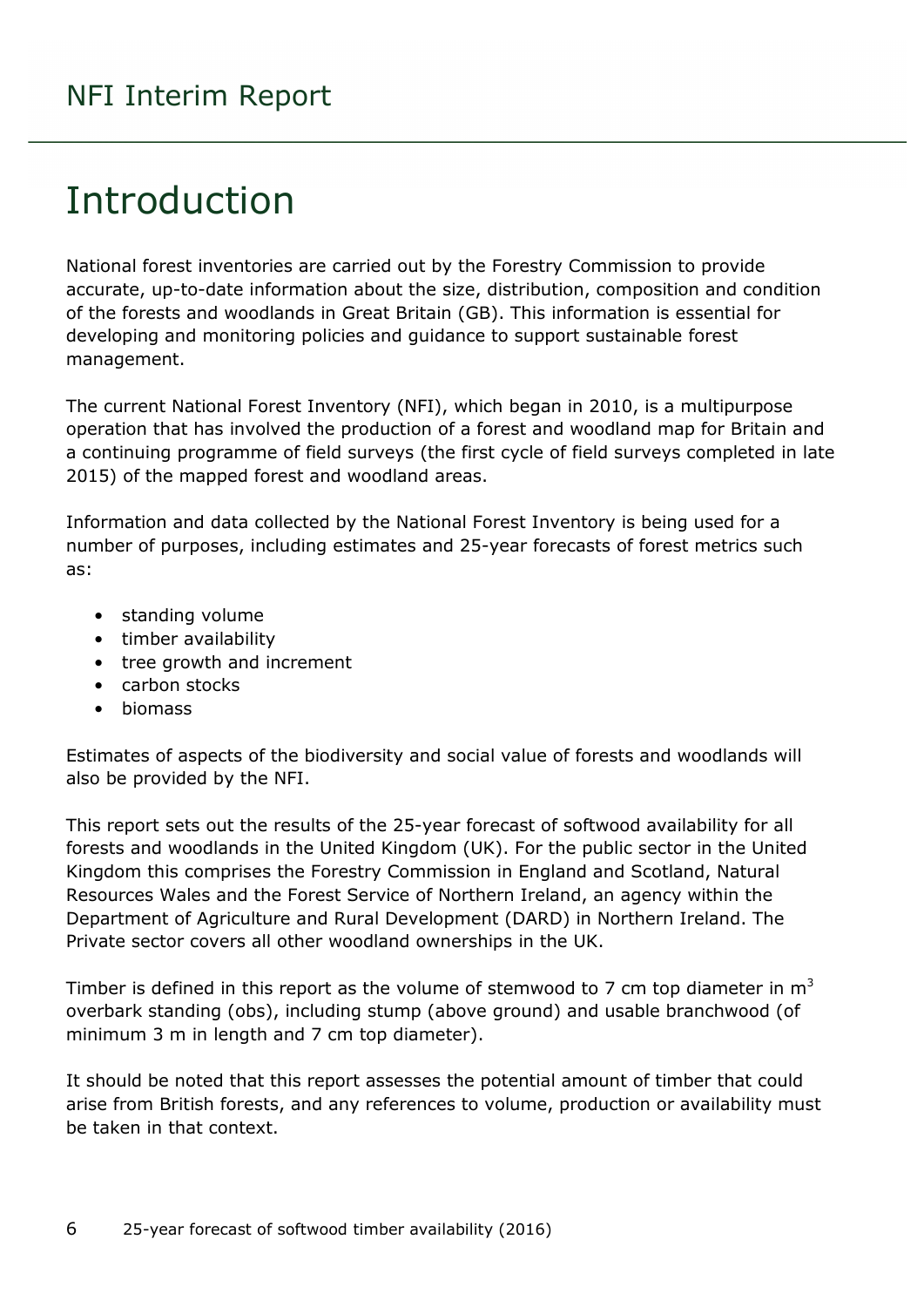# Introduction

National forest inventories are carried out by the Forestry Commission to provide accurate, up-to-date information about the size, distribution, composition and condition of the forests and woodlands in Great Britain (GB). This information is essential for developing and monitoring policies and guidance to support sustainable forest management.

The current National Forest Inventory (NFI), which began in 2010, is a multipurpose operation that has involved the production of a forest and woodland map for Britain and a continuing programme of field surveys (the first cycle of field surveys completed in late 2015) of the mapped forest and woodland areas.

Information and data collected by the National Forest Inventory is being used for a number of purposes, including estimates and 25-year forecasts of forest metrics such as:

- standing volume
- timber availability
- tree growth and increment
- carbon stocks
- biomass

Estimates of aspects of the biodiversity and social value of forests and woodlands will also be provided by the NFI.

This report sets out the results of the 25-year forecast of softwood availability for all forests and woodlands in the United Kingdom (UK). For the public sector in the United Kingdom this comprises the Forestry Commission in England and Scotland, Natural Resources Wales and the Forest Service of Northern Ireland, an agency within the Department of Agriculture and Rural Development (DARD) in Northern Ireland. The Private sector covers all other woodland ownerships in the UK.

Timber is defined in this report as the volume of stemwood to 7 cm top diameter in $m^3$ overbark standing (obs), including stump (above ground) and usable branchwood (of minimum 3 m in length and 7 cm top diameter).

It should be noted that this report assesses the potential amount of timber that could arise from British forests, and any references to volume, production or availability must be taken in that context.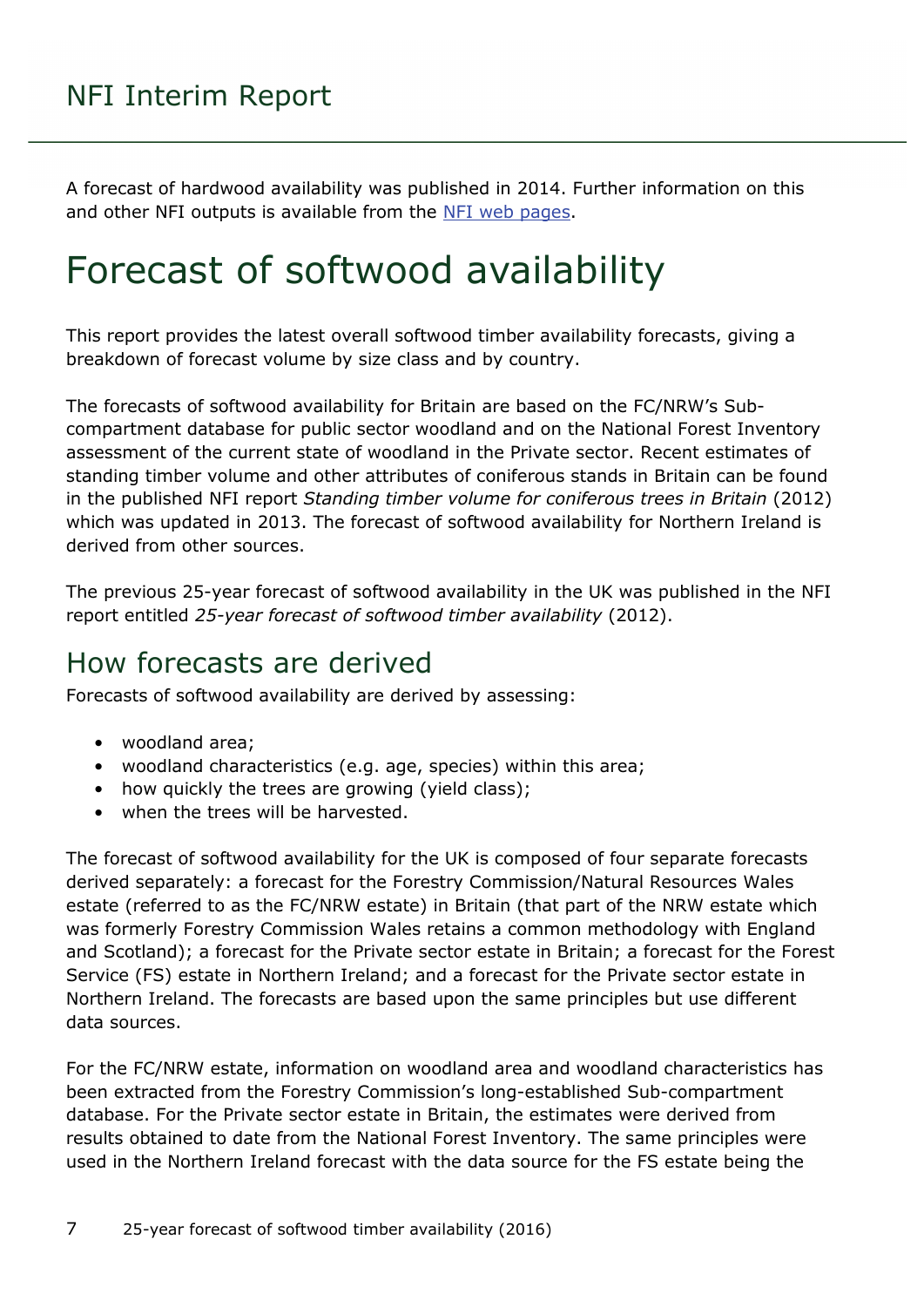A forecast of hardwood availability was published in 2014. Further information on this and other NFI outputs is available from the NFI web pages.

# Forecast of softwood availability

This report provides the latest overall softwood timber availability forecasts, giving a breakdown of forecast volume by size class and by country.

The forecasts of softwood availability for Britain are based on the FC/NRW's Sub-compartment database for public sector woodland and on the National Forest Inventory assessment of the current state of woodland in the Private sector. Recent estimates of standing timber volume and other attributes of coniferous stands in Britain can be found in the published NFI report *Standing timber volume for coniferous trees in Britain* (2012) which was updated in 2013. The forecast of softwood availability for Northern Ireland is derived from other sources.

The previous 25-year forecast of softwood availability in the UK was published in the NFI report entitled *25-year forecast of softwood timber availability* (2012).

## How forecasts are derived

Forecasts of softwood availability are derived by assessing:

- woodland area;
- woodland characteristics (e.g. age, species) within this area;
- how quickly the trees are growing (yield class);
- when the trees will be harvested.

The forecast of softwood availability for the UK is composed of four separate forecasts derived separately: a forecast for the Forestry Commission/Natural Resources Wales estate (referred to as the FC/NRW estate) in Britain (that part of the NRW estate which was formerly Forestry Commission Wales retains a common methodology with England and Scotland); a forecast for the Private sector estate in Britain; a forecast for the Forest Service (FS) estate in Northern Ireland; and a forecast for the Private sector estate in Northern Ireland. The forecasts are based upon the same principles but use different data sources.

For the FC/NRW estate, information on woodland area and woodland characteristics has been extracted from the Forestry Commission's long-established Sub-compartment database. For the Private sector estate in Britain, the estimates were derived from results obtained to date from the National Forest Inventory. The same principles were used in the Northern Ireland forecast with the data source for the FS estate being the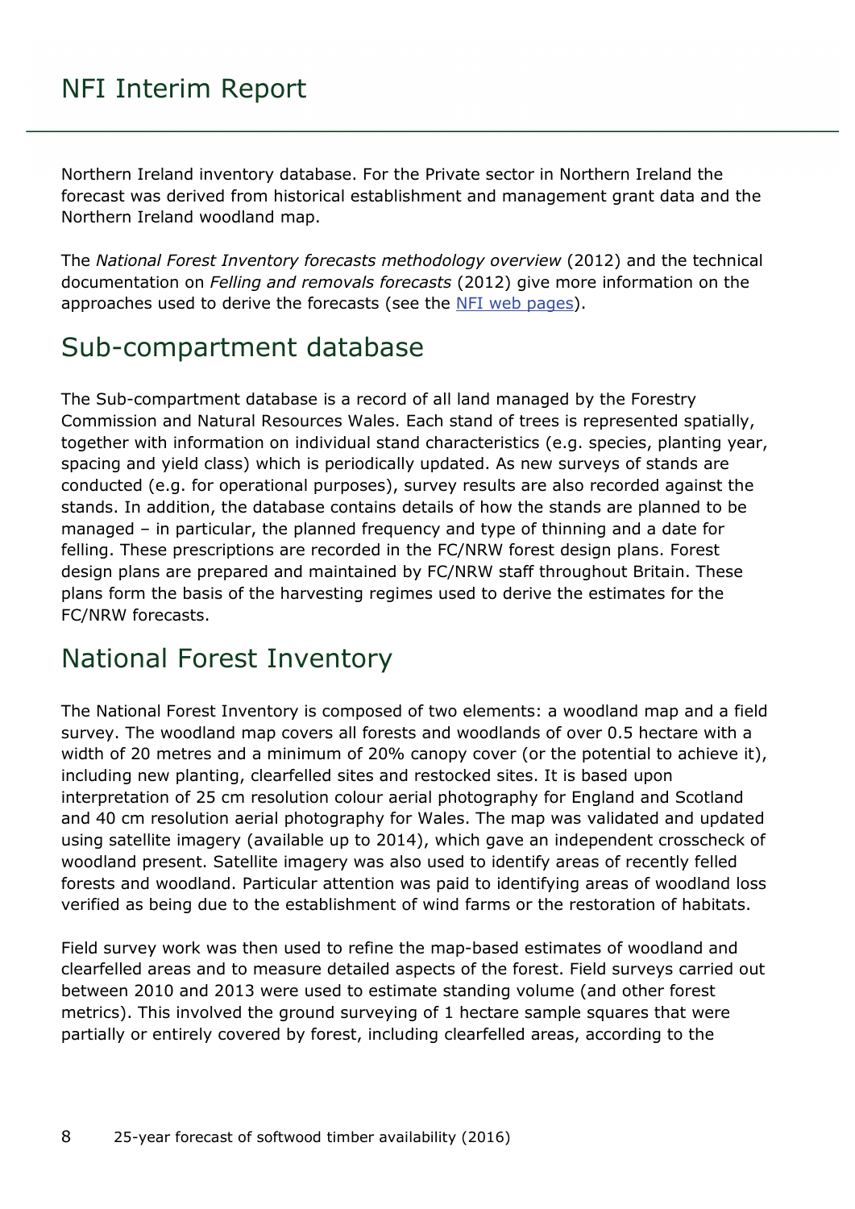Northern Ireland inventory database. For the Private sector in Northern Ireland the forecast was derived from historical establishment and management grant data and the Northern Ireland woodland map.

The *National Forest Inventory forecasts methodology overview* (2012) and the technical documentation on *Felling and removals forecasts* (2012) give more information on the approaches used to derive the forecasts (see the [NFI web pages](NFI web pages)).

## Sub-compartment database

The Sub-compartment database is a record of all land managed by the Forestry Commission and Natural Resources Wales. Each stand of trees is represented spatially, together with information on individual stand characteristics (e.g. species, planting year, spacing and yield class) which is periodically updated. As new surveys of stands are conducted (e.g. for operational purposes), survey results are also recorded against the stands. In addition, the database contains details of how the stands are planned to be managed – in particular, the planned frequency and type of thinning and a date for felling. These prescriptions are recorded in the FC/NRW forest design plans. Forest design plans are prepared and maintained by FC/NRW staff throughout Britain. These plans form the basis of the harvesting regimes used to derive the estimates for the FC/NRW forecasts.

## National Forest Inventory

The National Forest Inventory is composed of two elements: a woodland map and a field survey. The woodland map covers all forests and woodlands of over 0.5 hectare with a width of 20 metres and a minimum of 20% canopy cover (or the potential to achieve it), including new planting, clearfelled sites and restocked sites. It is based upon interpretation of 25 cm resolution colour aerial photography for England and Scotland and 40 cm resolution aerial photography for Wales. The map was validated and updated using satellite imagery (available up to 2014), which gave an independent crosscheck of woodland present. Satellite imagery was also used to identify areas of recently felled forests and woodland. Particular attention was paid to identifying areas of woodland loss verified as being due to the establishment of wind farms or the restoration of habitats.

Field survey work was then used to refine the map-based estimates of woodland and clearfelled areas and to measure detailed aspects of the forest. Field surveys carried out between 2010 and 2013 were used to estimate standing volume (and other forest metrics). This involved the ground surveying of 1 hectare sample squares that were partially or entirely covered by forest, including clearfelled areas, according to the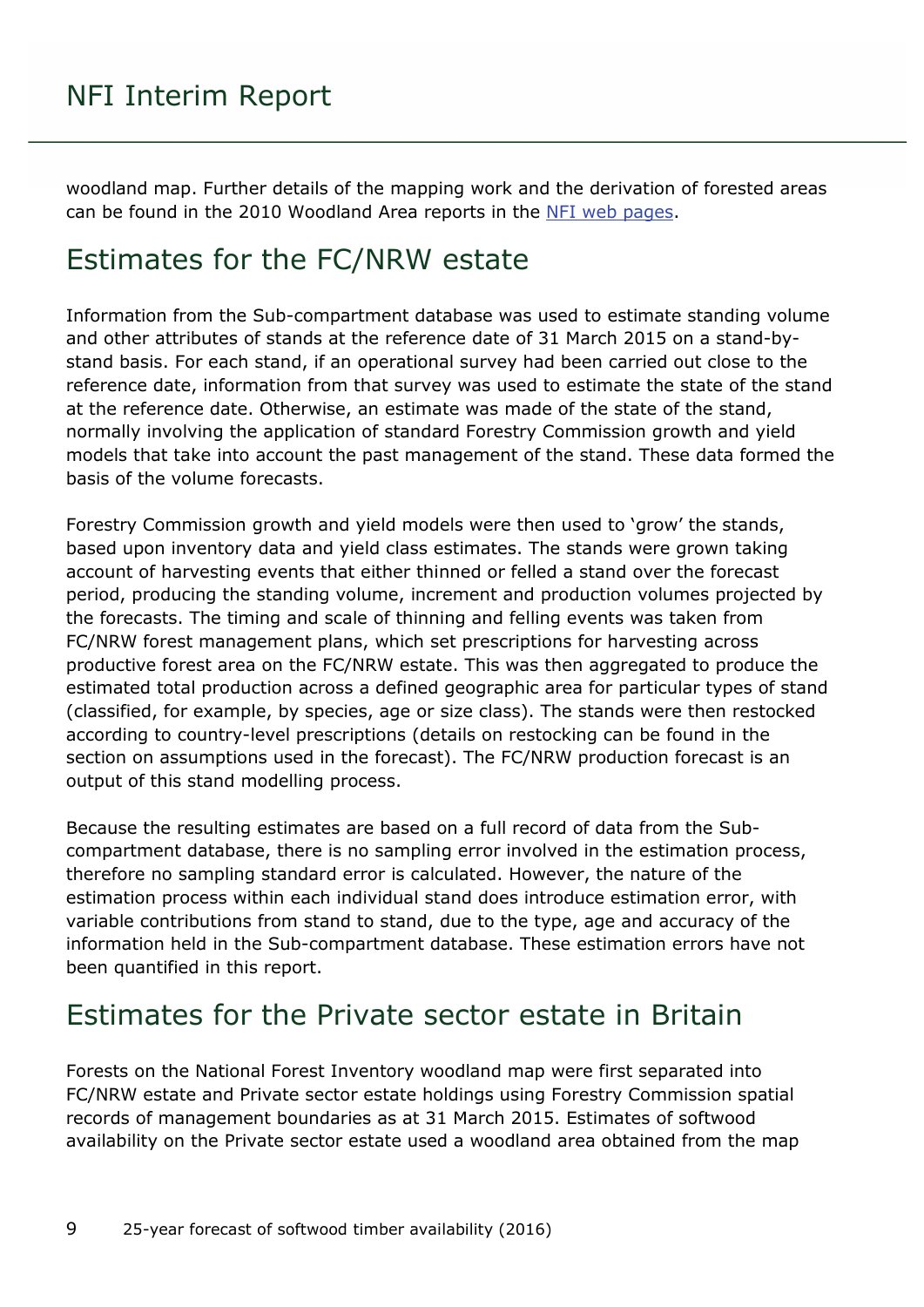woodland map. Further details of the mapping work and the derivation of forested areas can be found in the 2010 Woodland Area reports in the [NFI web pages](#).

## Estimates for the FC/NRW estate

Information from the Sub-compartment database was used to estimate standing volume and other attributes of stands at the reference date of 31 March 2015 on a stand-by-stand basis. For each stand, if an operational survey had been carried out close to the reference date, information from that survey was used to estimate the state of the stand at the reference date. Otherwise, an estimate was made of the state of the stand, normally involving the application of standard Forestry Commission growth and yield models that take into account the past management of the stand. These data formed the basis of the volume forecasts.

Forestry Commission growth and yield models were then used to 'grow' the stands, based upon inventory data and yield class estimates. The stands were grown taking account of harvesting events that either thinned or felled a stand over the forecast period, producing the standing volume, increment and production volumes projected by the forecasts. The timing and scale of thinning and felling events was taken from FC/NRW forest management plans, which set prescriptions for harvesting across productive forest area on the FC/NRW estate. This was then aggregated to produce the estimated total production across a defined geographic area for particular types of stand (classified, for example, by species, age or size class). The stands were then restocked according to country-level prescriptions (details on restocking can be found in the section on assumptions used in the forecast). The FC/NRW production forecast is an output of this stand modelling process.

Because the resulting estimates are based on a full record of data from the Sub-compartment database, there is no sampling error involved in the estimation process, therefore no sampling standard error is calculated. However, the nature of the estimation process within each individual stand does introduce estimation error, with variable contributions from stand to stand, due to the type, age and accuracy of the information held in the Sub-compartment database. These estimation errors have not been quantified in this report.

## Estimates for the Private sector estate in Britain

Forests on the National Forest Inventory woodland map were first separated into FC/NRW estate and Private sector estate holdings using Forestry Commission spatial records of management boundaries as at 31 March 2015. Estimates of softwood availability on the Private sector estate used a woodland area obtained from the map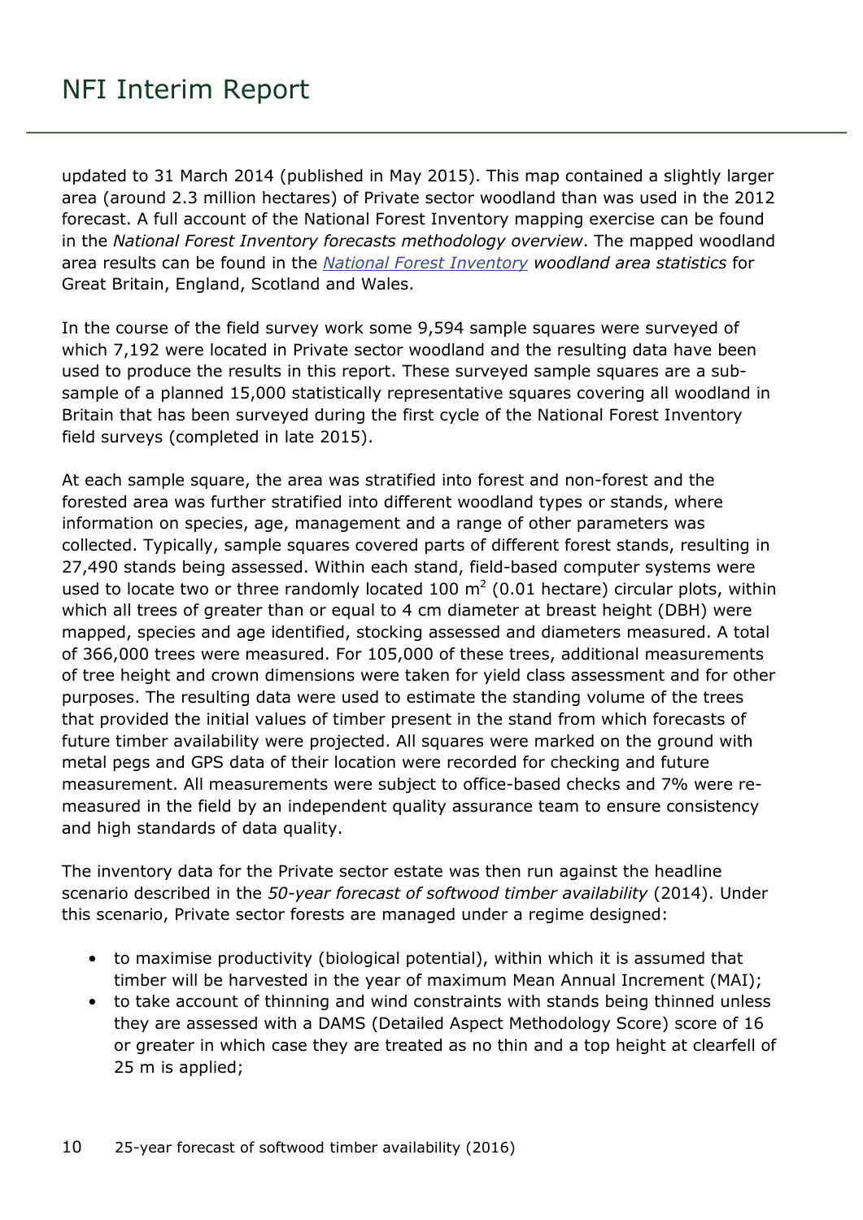updated to 31 March 2014 (published in May 2015). This map contained a slightly larger area (around 2.3 million hectares) of Private sector woodland than was used in the 2012 forecast. A full account of the National Forest Inventory mapping exercise can be found in the *National Forest Inventory forecasts methodology overview*. The mapped woodland area results can be found in the *National Forest Inventory woodland area statistics* for Great Britain, England, Scotland and Wales.

In the course of the field survey work some 9,594 sample squares were surveyed of which 7,192 were located in Private sector woodland and the resulting data have been used to produce the results in this report. These surveyed sample squares are a sub-sample of a planned 15,000 statistically representative squares covering all woodland in Britain that has been surveyed during the first cycle of the National Forest Inventory field surveys (completed in late 2015).

At each sample square, the area was stratified into forest and non-forest and the forested area was further stratified into different woodland types or stands, where information on species, age, management and a range of other parameters was collected. Typically, sample squares covered parts of different forest stands, resulting in 27,490 stands being assessed. Within each stand, field-based computer systems were used to locate two or three randomly located 100 $m^2$ (0.01 hectare) circular plots, within which all trees of greater than or equal to 4 cm diameter at breast height (DBH) were mapped, species and age identified, stocking assessed and diameters measured. A total of 366,000 trees were measured. For 105,000 of these trees, additional measurements of tree height and crown dimensions were taken for yield class assessment and for other purposes. The resulting data were used to estimate the standing volume of the trees that provided the initial values of timber present in the stand from which forecasts of future timber availability were projected. All squares were marked on the ground with metal pegs and GPS data of their location were recorded for checking and future measurement. All measurements were subject to office-based checks and 7% were re-measured in the field by an independent quality assurance team to ensure consistency and high standards of data quality.

The inventory data for the Private sector estate was then run against the headline scenario described in the *50-year forecast of softwood timber availability* (2014). Under this scenario, Private sector forests are managed under a regime designed:

- to maximise productivity (biological potential), within which it is assumed that timber will be harvested in the year of maximum Mean Annual Increment (MAI);
- to take account of thinning and wind constraints with stands being thinned unless they are assessed with a DAMS (Detailed Aspect Methodology Score) score of 16 or greater in which case they are treated as no thin and a top height at clearfell of 25 m is applied;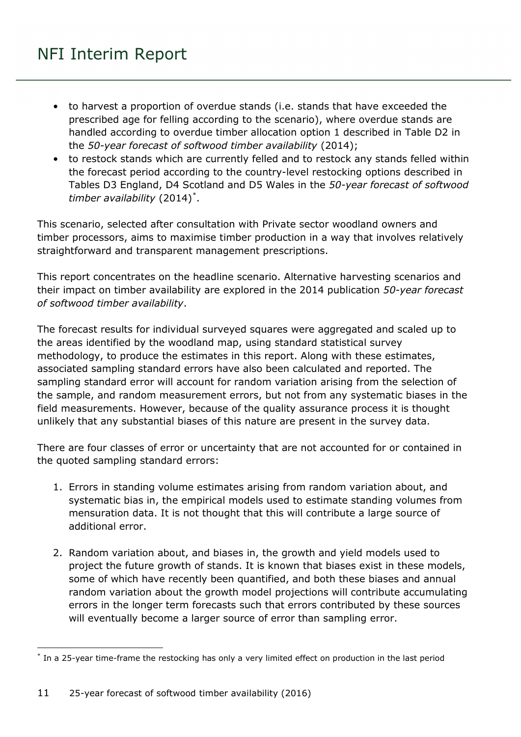- to harvest a proportion of overdue stands (i.e. stands that have exceeded the prescribed age for felling according to the scenario), where overdue stands are handled according to overdue timber allocation option 1 described in Table D2 in the *50-year forecast of softwood timber availability* (2014);
- to restock stands which are currently felled and to restock any stands felled within the forecast period according to the country-level restocking options described in Tables D3 England, D4 Scotland and D5 Wales in the *50-year forecast of softwood timber availability* (2014)[*].

This scenario, selected after consultation with Private sector woodland owners and timber processors, aims to maximise timber production in a way that involves relatively straightforward and transparent management prescriptions.

This report concentrates on the headline scenario. Alternative harvesting scenarios and their impact on timber availability are explored in the 2014 publication *50-year forecast of softwood timber availability*.

The forecast results for individual surveyed squares were aggregated and scaled up to the areas identified by the woodland map, using standard statistical survey methodology, to produce the estimates in this report. Along with these estimates, associated sampling standard errors have also been calculated and reported. The sampling standard error will account for random variation arising from the selection of the sample, and random measurement errors, but not from any systematic biases in the field measurements. However, because of the quality assurance process it is thought unlikely that any substantial biases of this nature are present in the survey data.

There are four classes of error or uncertainty that are not accounted for or contained in the quoted sampling standard errors:

1. Errors in standing volume estimates arising from random variation about, and systematic bias in, the empirical models used to estimate standing volumes from mensuration data. It is not thought that this will contribute a large source of additional error.

2. Random variation about, and biases in, the growth and yield models used to project the future growth of stands. It is known that biases exist in these models, some of which have recently been quantified, and both these biases and annual random variation about the growth model projections will contribute accumulating errors in the longer term forecasts such that errors contributed by these sources will eventually become a larger source of error than sampling error.

[*] In a 25-year time-frame the restocking has only a very limited effect on production in the last period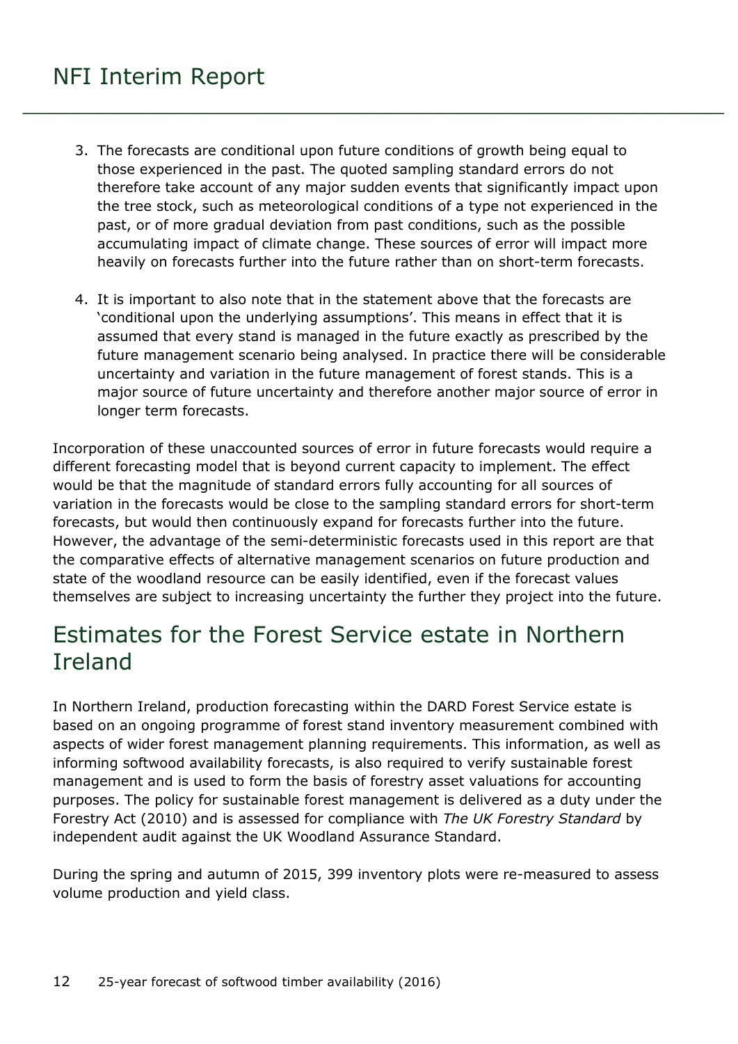3. The forecasts are conditional upon future conditions of growth being equal to those experienced in the past. The quoted sampling standard errors do not therefore take account of any major sudden events that significantly impact upon the tree stock, such as meteorological conditions of a type not experienced in the past, or of more gradual deviation from past conditions, such as the possible accumulating impact of climate change. These sources of error will impact more heavily on forecasts further into the future rather than on short-term forecasts.

4. It is important to also note that in the statement above that the forecasts are 'conditional upon the underlying assumptions'. This means in effect that it is assumed that every stand is managed in the future exactly as prescribed by the future management scenario being analysed. In practice there will be considerable uncertainty and variation in the future management of forest stands. This is a major source of future uncertainty and therefore another major source of error in longer term forecasts.

Incorporation of these unaccounted sources of error in future forecasts would require a different forecasting model that is beyond current capacity to implement. The effect would be that the magnitude of standard errors fully accounting for all sources of variation in the forecasts would be close to the sampling standard errors for short-term forecasts, but would then continuously expand for forecasts further into the future. However, the advantage of the semi-deterministic forecasts used in this report are that the comparative effects of alternative management scenarios on future production and state of the woodland resource can be easily identified, even if the forecast values themselves are subject to increasing uncertainty the further they project into the future.

## Estimates for the Forest Service estate in Northern Ireland

In Northern Ireland, production forecasting within the DARD Forest Service estate is based on an ongoing programme of forest stand inventory measurement combined with aspects of wider forest management planning requirements. This information, as well as informing softwood availability forecasts, is also required to verify sustainable forest management and is used to form the basis of forestry asset valuations for accounting purposes. The policy for sustainable forest management is delivered as a duty under the Forestry Act (2010) and is assessed for compliance with *The UK Forestry Standard* by independent audit against the UK Woodland Assurance Standard.

During the spring and autumn of 2015, 399 inventory plots were re-measured to assess volume production and yield class.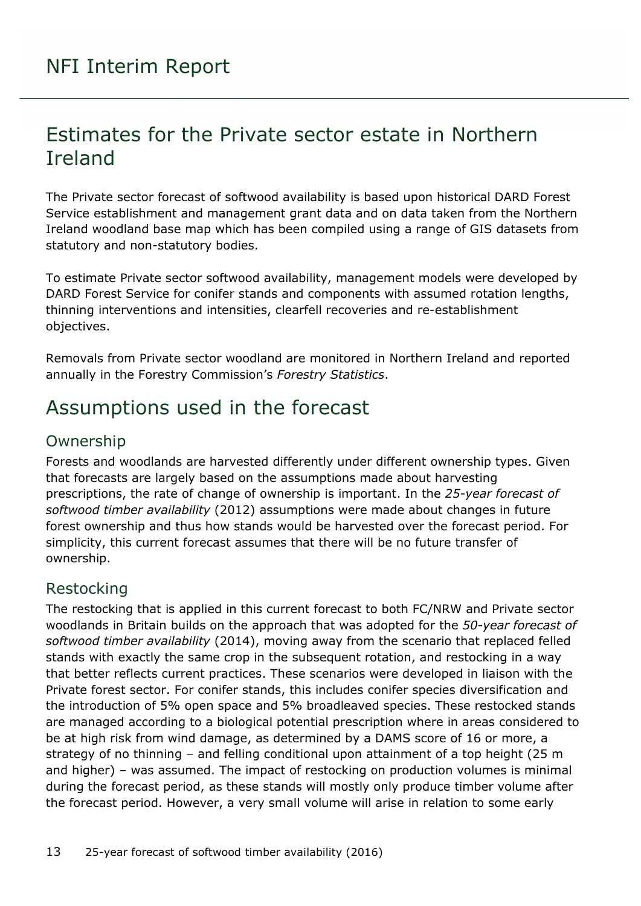## Estimates for the Private sector estate in Northern Ireland

The Private sector forecast of softwood availability is based upon historical DARD Forest Service establishment and management grant data and on data taken from the Northern Ireland woodland base map which has been compiled using a range of GIS datasets from statutory and non-statutory bodies.

To estimate Private sector softwood availability, management models were developed by DARD Forest Service for conifer stands and components with assumed rotation lengths, thinning interventions and intensities, clearfell recoveries and re-establishment objectives.

Removals from Private sector woodland are monitored in Northern Ireland and reported annually in the Forestry Commission's *Forestry Statistics*.

## Assumptions used in the forecast

### Ownership

Forests and woodlands are harvested differently under different ownership types. Given that forecasts are largely based on the assumptions made about harvesting prescriptions, the rate of change of ownership is important. In the *25-year forecast of softwood timber availability* (2012) assumptions were made about changes in future forest ownership and thus how stands would be harvested over the forecast period. For simplicity, this current forecast assumes that there will be no future transfer of ownership.

### Restocking

The restocking that is applied in this current forecast to both FC/NRW and Private sector woodlands in Britain builds on the approach that was adopted for the *50-year forecast of softwood timber availability* (2014), moving away from the scenario that replaced felled stands with exactly the same crop in the subsequent rotation, and restocking in a way that better reflects current practices. These scenarios were developed in liaison with the Private forest sector. For conifer stands, this includes conifer species diversification and the introduction of 5% open space and 5% broadleaved species. These restocked stands are managed according to a biological potential prescription where in areas considered to be at high risk from wind damage, as determined by a DAMS score of 16 or more, a strategy of no thinning – and felling conditional upon attainment of a top height (25 m and higher) – was assumed. The impact of restocking on production volumes is minimal during the forecast period, as these stands will mostly only produce timber volume after the forecast period. However, a very small volume will arise in relation to some early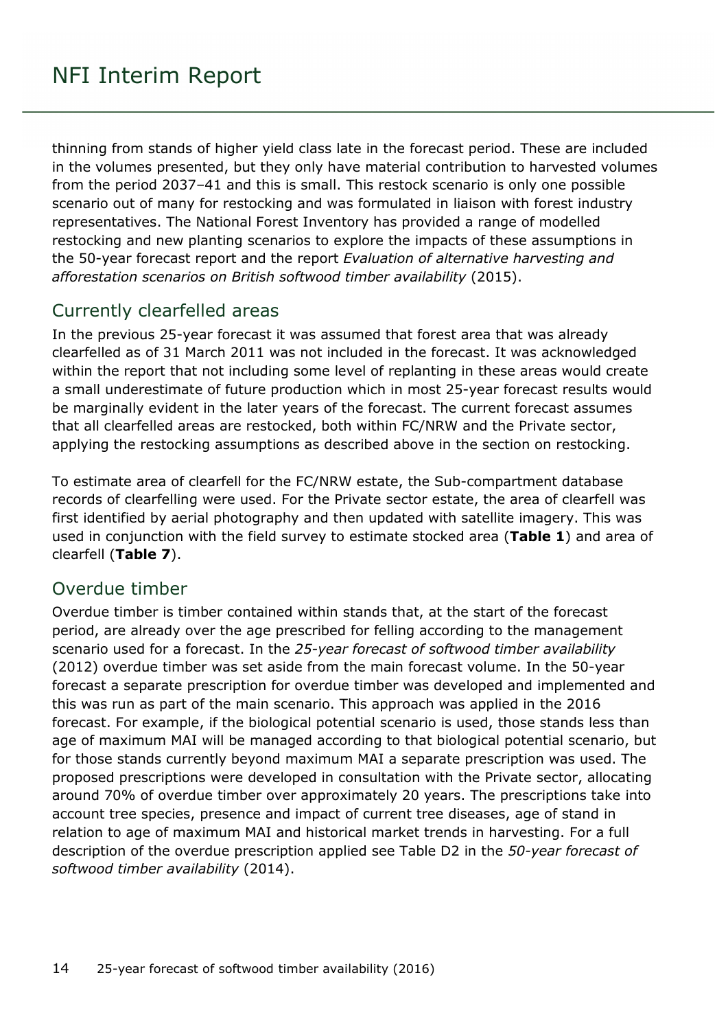thinning from stands of higher yield class late in the forecast period. These are included in the volumes presented, but they only have material contribution to harvested volumes from the period 2037–41 and this is small. This restock scenario is only one possible scenario out of many for restocking and was formulated in liaison with forest industry representatives. The National Forest Inventory has provided a range of modelled restocking and new planting scenarios to explore the impacts of these assumptions in the 50-year forecast report and the report *Evaluation of alternative harvesting and afforestation scenarios on British softwood timber availability* (2015).

## Currently clearfelled areas

In the previous 25-year forecast it was assumed that forest area that was already clearfelled as of 31 March 2011 was not included in the forecast. It was acknowledged within the report that not including some level of replanting in these areas would create a small underestimate of future production which in most 25-year forecast results would be marginally evident in the later years of the forecast. The current forecast assumes that all clearfelled areas are restocked, both within FC/NRW and the Private sector, applying the restocking assumptions as described above in the section on restocking.

To estimate area of clearfell for the FC/NRW estate, the Sub-compartment database records of clearfelling were used. For the Private sector estate, the area of clearfell was first identified by aerial photography and then updated with satellite imagery. This was used in conjunction with the field survey to estimate stocked area (**Table 1**) and area of clearfell (**Table 7**).

## Overdue timber

Overdue timber is timber contained within stands that, at the start of the forecast period, are already over the age prescribed for felling according to the management scenario used for a forecast. In the *25-year forecast of softwood timber availability* (2012) overdue timber was set aside from the main forecast volume. In the 50-year forecast a separate prescription for overdue timber was developed and implemented and this was run as part of the main scenario. This approach was applied in the 2016 forecast. For example, if the biological potential scenario is used, those stands less than age of maximum MAI will be managed according to that biological potential scenario, but for those stands currently beyond maximum MAI a separate prescription was used. The proposed prescriptions were developed in consultation with the Private sector, allocating around 70% of overdue timber over approximately 20 years. The prescriptions take into account tree species, presence and impact of current tree diseases, age of stand in relation to age of maximum MAI and historical market trends in harvesting. For a full description of the overdue prescription applied see Table D2 in the *50-year forecast of softwood timber availability* (2014).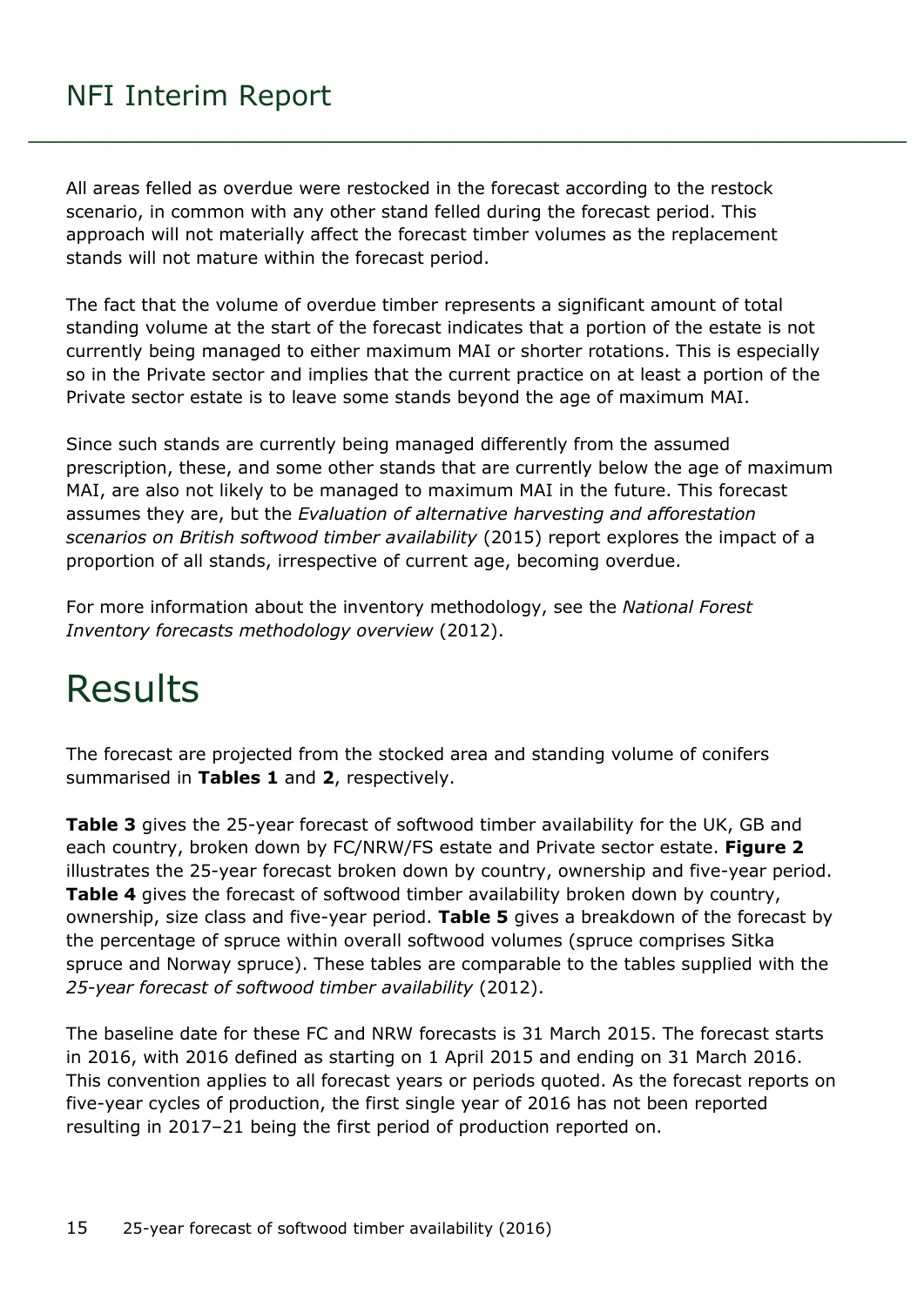All areas felled as overdue were restocked in the forecast according to the restock scenario, in common with any other stand felled during the forecast period. This approach will not materially affect the forecast timber volumes as the replacement stands will not mature within the forecast period.

The fact that the volume of overdue timber represents a significant amount of total standing volume at the start of the forecast indicates that a portion of the estate is not currently being managed to either maximum MAI or shorter rotations. This is especially so in the Private sector and implies that the current practice on at least a portion of the Private sector estate is to leave some stands beyond the age of maximum MAI.

Since such stands are currently being managed differently from the assumed prescription, these, and some other stands that are currently below the age of maximum MAI, are also not likely to be managed to maximum MAI in the future. This forecast assumes they are, but the *Evaluation of alternative harvesting and afforestation scenarios on British softwood timber availability* (2015) report explores the impact of a proportion of all stands, irrespective of current age, becoming overdue.

For more information about the inventory methodology, see the *National Forest Inventory forecasts methodology overview* (2012).

# Results

The forecast are projected from the stocked area and standing volume of conifers summarised in **Tables 1** and **2**, respectively.

**Table 3** gives the 25-year forecast of softwood timber availability for the UK, GB and each country, broken down by FC/NRW/FS estate and Private sector estate. **Figure 2** illustrates the 25-year forecast broken down by country, ownership and five-year period. **Table 4** gives the forecast of softwood timber availability broken down by country, ownership, size class and five-year period. **Table 5** gives a breakdown of the forecast by the percentage of spruce within overall softwood volumes (spruce comprises Sitka spruce and Norway spruce). These tables are comparable to the tables supplied with the *25-year forecast of softwood timber availability* (2012).

The baseline date for these FC and NRW forecasts is 31 March 2015. The forecast starts in 2016, with 2016 defined as starting on 1 April 2015 and ending on 31 March 2016. This convention applies to all forecast years or periods quoted. As the forecast reports on five-year cycles of production, the first single year of 2016 has not been reported resulting in 2017–21 being the first period of production reported on.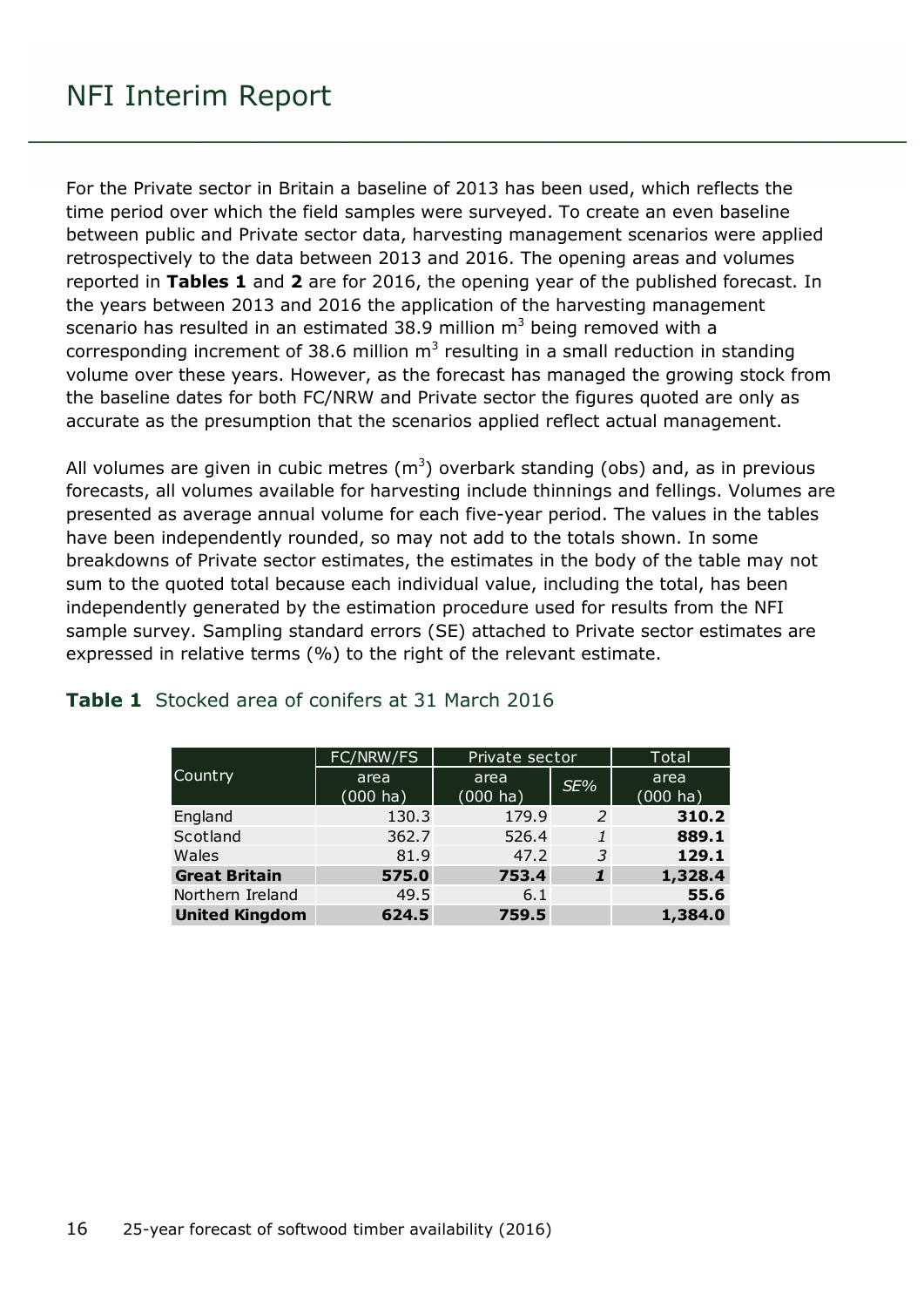For the Private sector in Britain a baseline of 2013 has been used, which reflects the time period over which the field samples were surveyed. To create an even baseline between public and Private sector data, harvesting management scenarios were applied retrospectively to the data between 2013 and 2016. The opening areas and volumes reported in **Tables 1** and **2** are for 2016, the opening year of the published forecast. In the years between 2013 and 2016 the application of the harvesting management scenario has resulted in an estimated 38.9 million $m^3$ being removed with a corresponding increment of 38.6 million $m^3$ resulting in a small reduction in standing volume over these years. However, as the forecast has managed the growing stock from the baseline dates for both FC/NRW and Private sector the figures quoted are only as accurate as the presumption that the scenarios applied reflect actual management.

All volumes are given in cubic metres ($m^3$) overbark standing (obs) and, as in previous forecasts, all volumes available for harvesting include thinnings and fellings. Volumes are presented as average annual volume for each five-year period. The values in the tables have been independently rounded, so may not add to the totals shown. In some breakdowns of Private sector estimates, the estimates in the body of the table may not sum to the quoted total because each individual value, including the total, has been independently generated by the estimation procedure used for results from the NFI sample survey. Sampling standard errors (SE) attached to Private sector estimates are expressed in relative terms (%) to the right of the relevant estimate.

### **Table 1** Stocked area of conifers at 31 March 2016

| Country | FC/NRW/FS | Private sector | | Total |
|---|---|---|---|---|
| | area (000 ha) | area (000 ha) | *SE%* | area (000 ha) |
| England | 130.3 | 179.9 | *2* | **310.2** |
| Scotland | 362.7 | 526.4 | *1* | **889.1** |
| Wales | 81.9 | 47.2 | *3* | **129.1** |
| **Great Britain** | **575.0** | **753.4** | ***1*** | **1,328.4** |
| Northern Ireland | 49.5 | 6.1 | | **55.6** |
| **United Kingdom** | **624.5** | **759.5** | | **1,384.0** |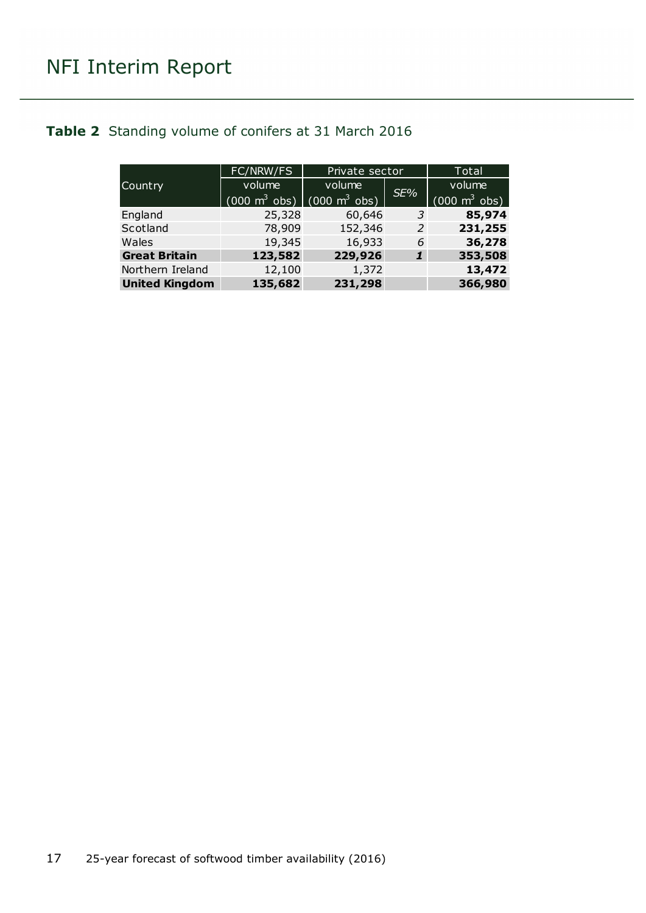**Table 2** Standing volume of conifers at 31 March 2016

| Country | FC/NRW/FS | Private sector | | Total |
|---|---|---|---|---|
| | volume (000 $m^3$ obs) | volume (000 $m^3$ obs) | *SE%* | volume (000 $m^3$ obs) |
| England | 25,328 | 60,646 | *3* | **85,974** |
| Scotland | 78,909 | 152,346 | *2* | **231,255** |
| Wales | 19,345 | 16,933 | *6* | **36,278** |
| **Great Britain** | **123,582** | **229,926** | ***1*** | **353,508** |
| Northern Ireland | 12,100 | 1,372 | | **13,472** |
| **United Kingdom** | **135,682** | **231,298** | | **366,980** |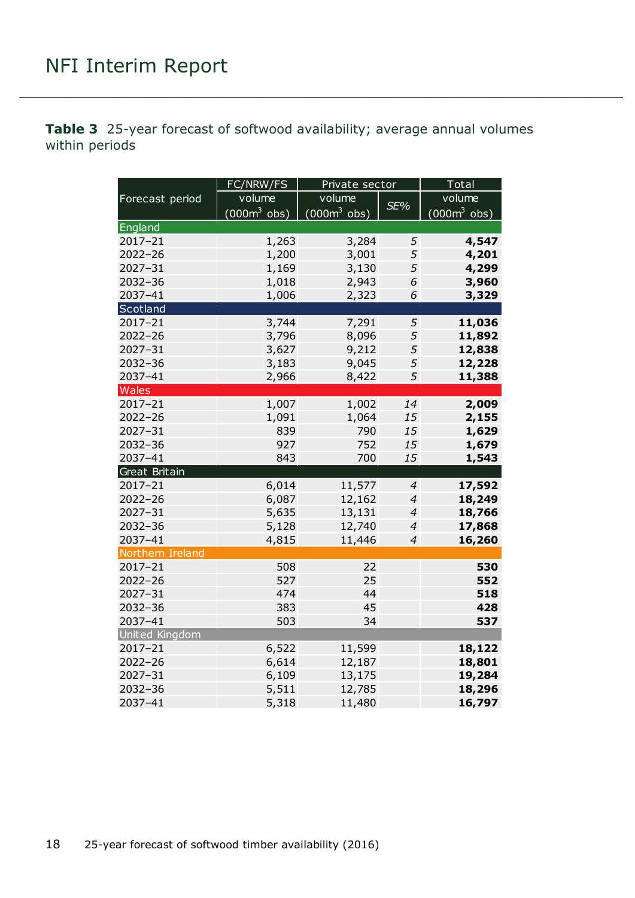**Table 3** 25-year forecast of softwood availability; average annual volumes within periods

| Forecast period | FC/NRW/FS volume (000m$^3$ obs) | Private sector volume (000m$^3$ obs) | Private sector *SE%* | Total volume (000m$^3$ obs) |
|---|---|---|---|---|
| **England** | | | | |
| 2017–21 | 1,263 | 3,284 | *5* | **4,547** |
| 2022–26 | 1,200 | 3,001 | *5* | **4,201** |
| 2027–31 | 1,169 | 3,130 | *5* | **4,299** |
| 2032–36 | 1,018 | 2,943 | *6* | **3,960** |
| 2037–41 | 1,006 | 2,323 | *6* | **3,329** |
| **Scotland** | | | | |
| 2017–21 | 3,744 | 7,291 | *5* | **11,036** |
| 2022–26 | 3,796 | 8,096 | *5* | **11,892** |
| 2027–31 | 3,627 | 9,212 | *5* | **12,838** |
| 2032–36 | 3,183 | 9,045 | *5* | **12,228** |
| 2037–41 | 2,966 | 8,422 | *5* | **11,388** |
| **Wales** | | | | |
| 2017–21 | 1,007 | 1,002 | *14* | **2,009** |
| 2022–26 | 1,091 | 1,064 | *15* | **2,155** |
| 2027–31 | 839 | 790 | *15* | **1,629** |
| 2032–36 | 927 | 752 | *15* | **1,679** |
| 2037–41 | 843 | 700 | *15* | **1,543** |
| **Great Britain** | | | | |
| 2017–21 | 6,014 | 11,577 | *4* | **17,592** |
| 2022–26 | 6,087 | 12,162 | *4* | **18,249** |
| 2027–31 | 5,635 | 13,131 | *4* | **18,766** |
| 2032–36 | 5,128 | 12,740 | *4* | **17,868** |
| 2037–41 | 4,815 | 11,446 | *4* | **16,260** |
| **Northern Ireland** | | | | |
| 2017–21 | 508 | 22 | | **530** |
| 2022–26 | 527 | 25 | | **552** |
| 2027–31 | 474 | 44 | | **518** |
| 2032–36 | 383 | 45 | | **428** |
| 2037–41 | 503 | 34 | | **537** |
| **United Kingdom** | | | | |
| 2017–21 | 6,522 | 11,599 | | **18,122** |
| 2022–26 | 6,614 | 12,187 | | **18,801** |
| 2027–31 | 6,109 | 13,175 | | **19,284** |
| 2032–36 | 5,511 | 12,785 | | **18,296** |
| 2037–41 | 5,318 | 11,480 | | **16,797** |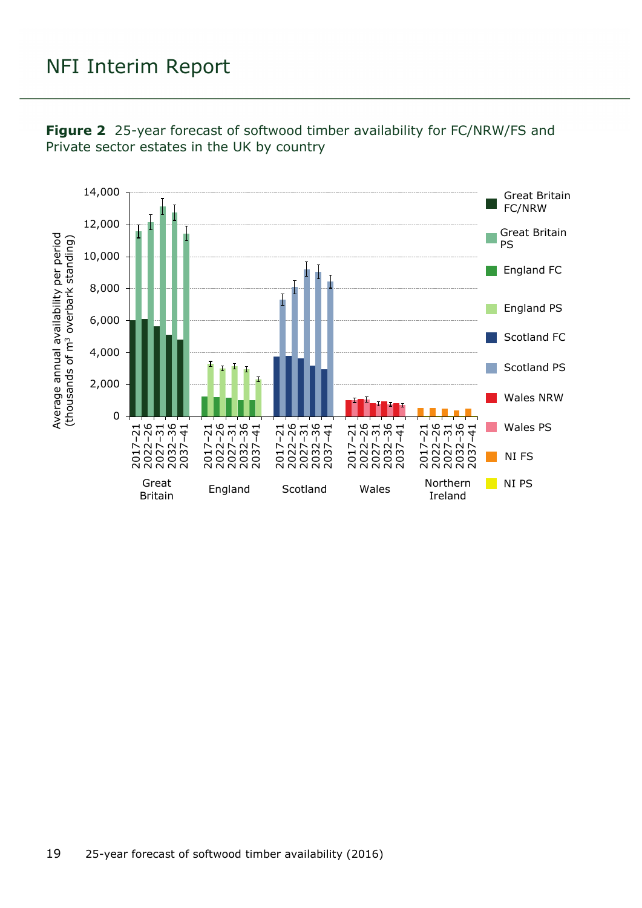**Figure 2** 25-year forecast of softwood timber availability for FC/NRW/FS and Private sector estates in the UK by country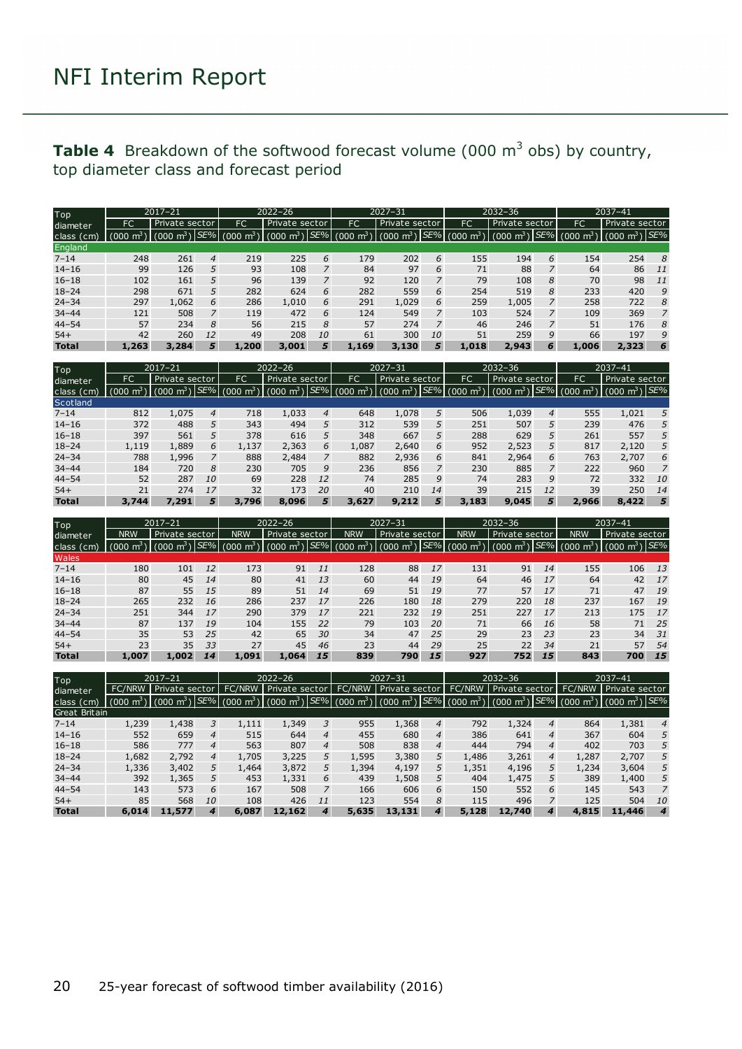**Table 4** Breakdown of the softwood forecast volume (000 m$^3$ obs) by country, top diameter class and forecast period

| Top diameter class (cm) | 2017–21 | | | 2022–26 | | | 2027–31 | | | 2032–36 | | | 2037–41 | | |
|---|---|---|---|---|---|---|---|---|---|---|---|---|---|---|---|
| | FC | Private sector | | FC | Private sector | | FC | Private sector | | FC | Private sector | | FC | Private sector | |
| | (000 m$^3$) | (000 m$^3$) | SE% | (000 m$^3$) | (000 m$^3$) | SE% | (000 m$^3$) | (000 m$^3$) | SE% | (000 m$^3$) | (000 m$^3$) | SE% | (000 m$^3$) | (000 m$^3$) | SE% |
| **England** | | | | | | | | | | | | | | | |
| 7–14 | 248 | 261 | 4 | 219 | 225 | 6 | 179 | 202 | 6 | 155 | 194 | 6 | 154 | 254 | 8 |
| 14–16 | 99 | 126 | 5 | 93 | 108 | 7 | 84 | 97 | 6 | 71 | 88 | 7 | 64 | 86 | 11 |
| 16–18 | 102 | 161 | 5 | 96 | 139 | 7 | 92 | 120 | 7 | 79 | 108 | 8 | 70 | 98 | 11 |
| 18–24 | 298 | 671 | 5 | 282 | 624 | 6 | 282 | 559 | 6 | 254 | 519 | 8 | 233 | 420 | 9 |
| 24–34 | 297 | 1,062 | 6 | 286 | 1,010 | 6 | 291 | 1,029 | 6 | 259 | 1,005 | 7 | 258 | 722 | 8 |
| 34–44 | 121 | 508 | 7 | 119 | 472 | 6 | 124 | 549 | 7 | 103 | 524 | 7 | 109 | 369 | 7 |
| 44–54 | 57 | 234 | 8 | 56 | 215 | 8 | 57 | 274 | 7 | 46 | 246 | 7 | 51 | 176 | 8 |
| 54+ | 42 | 260 | 12 | 49 | 208 | 10 | 61 | 300 | 10 | 51 | 259 | 9 | 66 | 197 | 9 |
| **Total** | **1,263** | **3,284** | **5** | **1,200** | **3,001** | **5** | **1,169** | **3,130** | **5** | **1,018** | **2,943** | **6** | **1,006** | **2,323** | **6** |

| Top diameter class (cm) | 2017–21 | | | 2022–26 | | | 2027–31 | | | 2032–36 | | | 2037–41 | | |
|---|---|---|---|---|---|---|---|---|---|---|---|---|---|---|---|
| | FC | Private sector | | FC | Private sector | | FC | Private sector | | FC | Private sector | | FC | Private sector | |
| | (000 m$^3$) | (000 m$^3$) | SE% | (000 m$^3$) | (000 m$^3$) | SE% | (000 m$^3$) | (000 m$^3$) | SE% | (000 m$^3$) | (000 m$^3$) | SE% | (000 m$^3$) | (000 m$^3$) | SE% |
| **Scotland** | | | | | | | | | | | | | | | |
| 7–14 | 812 | 1,075 | 4 | 718 | 1,033 | 4 | 648 | 1,078 | 5 | 506 | 1,039 | 4 | 555 | 1,021 | 5 |
| 14–16 | 372 | 488 | 5 | 343 | 494 | 5 | 312 | 539 | 5 | 251 | 507 | 5 | 239 | 476 | 5 |
| 16–18 | 397 | 561 | 5 | 378 | 616 | 5 | 348 | 667 | 5 | 288 | 629 | 5 | 261 | 557 | 5 |
| 18–24 | 1,119 | 1,889 | 6 | 1,137 | 2,363 | 6 | 1,087 | 2,640 | 6 | 952 | 2,523 | 5 | 817 | 2,120 | 5 |
| 24–34 | 788 | 1,996 | 7 | 888 | 2,484 | 7 | 882 | 2,936 | 6 | 841 | 2,964 | 6 | 763 | 2,707 | 6 |
| 34–44 | 184 | 720 | 8 | 230 | 705 | 9 | 236 | 856 | 7 | 230 | 885 | 7 | 222 | 960 | 7 |
| 44–54 | 52 | 287 | 10 | 69 | 228 | 12 | 74 | 285 | 9 | 74 | 283 | 9 | 72 | 332 | 10 |
| 54+ | 21 | 274 | 17 | 32 | 173 | 20 | 40 | 210 | 14 | 39 | 215 | 12 | 39 | 250 | 14 |
| **Total** | **3,744** | **7,291** | **5** | **3,796** | **8,096** | **5** | **3,627** | **9,212** | **5** | **3,183** | **9,045** | **5** | **2,966** | **8,422** | **5** |

| Top diameter class (cm) | 2017–21 | | | 2022–26 | | | 2027–31 | | | 2032–36 | | | 2037–41 | | |
|---|---|---|---|---|---|---|---|---|---|---|---|---|---|---|---|
| | NRW | Private sector | | NRW | Private sector | | NRW | Private sector | | NRW | Private sector | | NRW | Private sector | |
| | (000 m$^3$) | (000 m$^3$) | SE% | (000 m$^3$) | (000 m$^3$) | SE% | (000 m$^3$) | (000 m$^3$) | SE% | (000 m$^3$) | (000 m$^3$) | SE% | (000 m$^3$) | (000 m$^3$) | SE% |
| **Wales** | | | | | | | | | | | | | | | |
| 7–14 | 180 | 101 | 12 | 173 | 91 | 11 | 128 | 88 | 17 | 131 | 91 | 14 | 155 | 106 | 13 |
| 14–16 | 80 | 45 | 14 | 80 | 41 | 13 | 60 | 44 | 19 | 64 | 46 | 17 | 64 | 42 | 17 |
| 16–18 | 87 | 55 | 15 | 89 | 51 | 14 | 69 | 51 | 19 | 77 | 57 | 17 | 71 | 47 | 19 |
| 18–24 | 265 | 232 | 16 | 286 | 237 | 17 | 226 | 180 | 18 | 279 | 220 | 18 | 237 | 167 | 19 |
| 24–34 | 251 | 344 | 17 | 290 | 379 | 17 | 221 | 232 | 19 | 251 | 227 | 17 | 213 | 175 | 17 |
| 34–44 | 87 | 137 | 19 | 104 | 155 | 22 | 79 | 103 | 20 | 71 | 66 | 16 | 58 | 71 | 25 |
| 44–54 | 35 | 53 | 25 | 42 | 65 | 30 | 34 | 47 | 25 | 29 | 23 | 23 | 23 | 34 | 31 |
| 54+ | 23 | 35 | 33 | 27 | 45 | 46 | 23 | 44 | 29 | 25 | 22 | 34 | 21 | 57 | 54 |
| **Total** | **1,007** | **1,002** | **14** | **1,091** | **1,064** | **15** | **839** | **790** | **15** | **927** | **752** | **15** | **843** | **700** | **15** |

| Top diameter class (cm) | 2017–21 | | | 2022–26 | | | 2027–31 | | | 2032–36 | | | 2037–41 | | |
|---|---|---|---|---|---|---|---|---|---|---|---|---|---|---|---|
| | FC/NRW | Private sector | | FC/NRW | Private sector | | FC/NRW | Private sector | | FC/NRW | Private sector | | FC/NRW | Private sector | |
| | (000 m$^3$) | (000 m$^3$) | SE% | (000 m$^3$) | (000 m$^3$) | SE% | (000 m$^3$) | (000 m$^3$) | SE% | (000 m$^3$) | (000 m$^3$) | SE% | (000 m$^3$) | (000 m$^3$) | SE% |
| **Great Britain** | | | | | | | | | | | | | | | |
| 7–14 | 1,239 | 1,438 | 3 | 1,111 | 1,349 | 3 | 955 | 1,368 | 4 | 792 | 1,324 | 4 | 864 | 1,381 | 4 |
| 14–16 | 552 | 659 | 4 | 515 | 644 | 4 | 455 | 680 | 4 | 386 | 641 | 4 | 367 | 604 | 5 |
| 16–18 | 586 | 777 | 4 | 563 | 807 | 4 | 508 | 838 | 4 | 444 | 794 | 4 | 402 | 703 | 5 |
| 18–24 | 1,682 | 2,792 | 4 | 1,705 | 3,225 | 5 | 1,595 | 3,380 | 5 | 1,486 | 3,261 | 4 | 1,287 | 2,707 | 5 |
| 24–34 | 1,336 | 3,402 | 5 | 1,464 | 3,872 | 5 | 1,394 | 4,197 | 5 | 1,351 | 4,196 | 5 | 1,234 | 3,604 | 5 |
| 34–44 | 392 | 1,365 | 5 | 453 | 1,331 | 6 | 439 | 1,508 | 5 | 404 | 1,475 | 5 | 389 | 1,400 | 5 |
| 44–54 | 143 | 573 | 6 | 167 | 508 | 7 | 166 | 606 | 6 | 150 | 552 | 6 | 145 | 543 | 7 |
| 54+ | 85 | 568 | 10 | 108 | 426 | 11 | 123 | 554 | 8 | 115 | 496 | 7 | 125 | 504 | 10 |
| **Total** | **6,014** | **11,577** | **4** | **6,087** | **12,162** | **4** | **5,635** | **13,131** | **4** | **5,128** | **12,740** | **4** | **4,815** | **11,446** | **4** |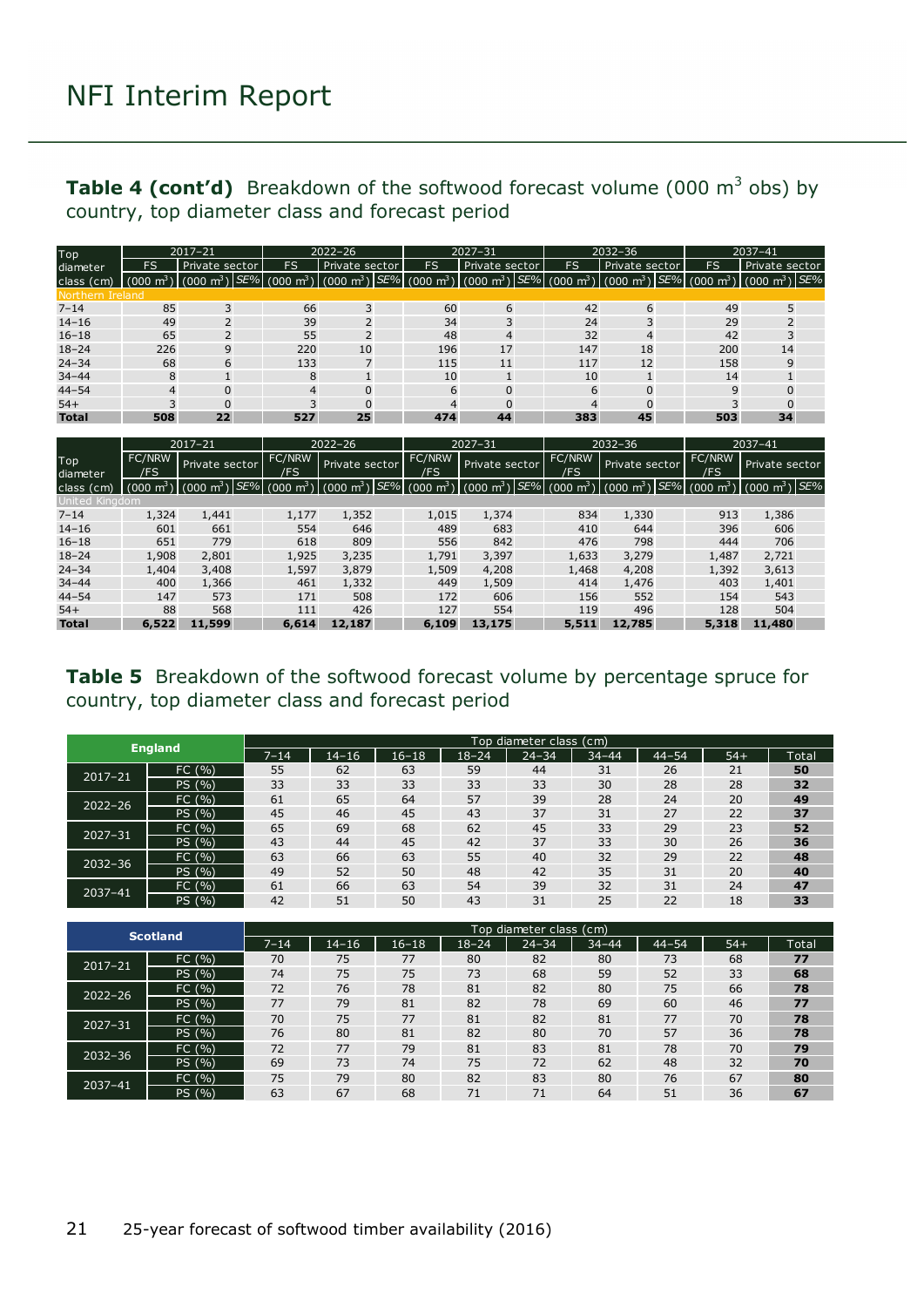**Table 4 (cont'd)** Breakdown of the softwood forecast volume (000 m$^3$ obs) by country, top diameter class and forecast period

| Top diameter class (cm) | 2017–21 | | | 2022–26 | | | 2027–31 | | | 2032–36 | | | 2037–41 | | |
|---|---|---|---|---|---|---|---|---|---|---|---|---|---|---|---|
| | FS | Private sector | | FS | Private sector | | FS | Private sector | | FS | Private sector | | FS | Private sector | |
| | (000 m$^3$) | (000 m$^3$) | SE% | (000 m$^3$) | (000 m$^3$) | SE% | (000 m$^3$) | (000 m$^3$) | SE% | (000 m$^3$) | (000 m$^3$) | SE% | (000 m$^3$) | (000 m$^3$) | SE% |
| **Northern Ireland** | | | | | | | | | | | | | | | |
| 7–14 | 85 | 3 | | 66 | 3 | | 60 | 6 | | 42 | 6 | | 49 | 5 | |
| 14–16 | 49 | 2 | | 39 | 2 | | 34 | 3 | | 24 | 3 | | 29 | 2 | |
| 16–18 | 65 | 2 | | 55 | 2 | | 48 | 4 | | 32 | 4 | | 42 | 3 | |
| 18–24 | 226 | 9 | | 220 | 10 | | 196 | 17 | | 147 | 18 | | 200 | 14 | |
| 24–34 | 68 | 6 | | 133 | 7 | | 115 | 11 | | 117 | 12 | | 158 | 9 | |
| 34–44 | 8 | 1 | | 8 | 1 | | 10 | 1 | | 10 | 1 | | 14 | 1 | |
| 44–54 | 4 | 0 | | 4 | 0 | | 6 | 0 | | 6 | 0 | | 9 | 0 | |
| 54+ | 3 | 0 | | 3 | 0 | | 4 | 0 | | 4 | 0 | | 3 | 0 | |
| **Total** | **508** | **22** | | **527** | **25** | | **474** | **44** | | **383** | **45** | | **503** | **34** | |

| Top diameter class (cm) | 2017–21 | | | 2022–26 | | | 2027–31 | | | 2032–36 | | | 2037–41 | | |
|---|---|---|---|---|---|---|---|---|---|---|---|---|---|---|---|
| | FC/NRW /FS | Private sector | | FC/NRW /FS | Private sector | | FC/NRW /FS | Private sector | | FC/NRW /FS | Private sector | | FC/NRW /FS | Private sector | |
| | (000 m$^3$) | (000 m$^3$) | SE% | (000 m$^3$) | (000 m$^3$) | SE% | (000 m$^3$) | (000 m$^3$) | SE% | (000 m$^3$) | (000 m$^3$) | SE% | (000 m$^3$) | (000 m$^3$) | SE% |
| **United Kingdom** | | | | | | | | | | | | | | | |
| 7–14 | 1,324 | 1,441 | | 1,177 | 1,352 | | 1,015 | 1,374 | | 834 | 1,330 | | 913 | 1,386 | |
| 14–16 | 601 | 661 | | 554 | 646 | | 489 | 683 | | 410 | 644 | | 396 | 606 | |
| 16–18 | 651 | 779 | | 618 | 809 | | 556 | 842 | | 476 | 798 | | 444 | 706 | |
| 18–24 | 1,908 | 2,801 | | 1,925 | 3,235 | | 1,791 | 3,397 | | 1,633 | 3,279 | | 1,487 | 2,721 | |
| 24–34 | 1,404 | 3,408 | | 1,597 | 3,879 | | 1,509 | 4,208 | | 1,468 | 4,208 | | 1,392 | 3,613 | |
| 34–44 | 400 | 1,366 | | 461 | 1,332 | | 449 | 1,509 | | 414 | 1,476 | | 403 | 1,401 | |
| 44–54 | 147 | 573 | | 171 | 508 | | 172 | 606 | | 156 | 552 | | 154 | 543 | |
| 54+ | 88 | 568 | | 111 | 426 | | 127 | 554 | | 119 | 496 | | 128 | 504 | |
| **Total** | **6,522** | **11,599** | | **6,614** | **12,187** | | **6,109** | **13,175** | | **5,511** | **12,785** | | **5,318** | **11,480** | |

**Table 5** Breakdown of the softwood forecast volume by percentage spruce for country, top diameter class and forecast period

| England | | Top diameter class (cm) | | | | | | | | |
|---|---|---|---|---|---|---|---|---|---|---|
| | | 7–14 | 14–16 | 16–18 | 18–24 | 24–34 | 34–44 | 44–54 | 54+ | Total |
| 2017–21 | FC (%) | 55 | 62 | 63 | 59 | 44 | 31 | 26 | 21 | **50** |
| | PS (%) | 33 | 33 | 33 | 33 | 33 | 30 | 28 | 28 | **32** |
| 2022–26 | FC (%) | 61 | 65 | 64 | 57 | 39 | 28 | 24 | 20 | **49** |
| | PS (%) | 45 | 46 | 45 | 43 | 37 | 31 | 27 | 22 | **37** |
| 2027–31 | FC (%) | 65 | 69 | 68 | 62 | 45 | 33 | 29 | 23 | **52** |
| | PS (%) | 43 | 44 | 45 | 42 | 37 | 33 | 30 | 26 | **36** |
| 2032–36 | FC (%) | 63 | 66 | 63 | 55 | 40 | 32 | 29 | 22 | **48** |
| | PS (%) | 49 | 52 | 50 | 48 | 42 | 35 | 31 | 20 | **40** |
| 2037–41 | FC (%) | 61 | 66 | 63 | 54 | 39 | 32 | 31 | 24 | **47** |
| | PS (%) | 42 | 51 | 50 | 43 | 31 | 25 | 22 | 18 | **33** |

| Scotland | | Top diameter class (cm) | | | | | | | | |
|---|---|---|---|---|---|---|---|---|---|---|
| | | 7–14 | 14–16 | 16–18 | 18–24 | 24–34 | 34–44 | 44–54 | 54+ | Total |
| 2017–21 | FC (%) | 70 | 75 | 77 | 80 | 82 | 80 | 73 | 68 | **77** |
| | PS (%) | 74 | 75 | 75 | 73 | 68 | 59 | 52 | 33 | **68** |
| 2022–26 | FC (%) | 72 | 76 | 78 | 81 | 82 | 80 | 75 | 66 | **78** |
| | PS (%) | 77 | 79 | 81 | 82 | 78 | 69 | 60 | 46 | **77** |
| 2027–31 | FC (%) | 70 | 75 | 77 | 81 | 82 | 81 | 77 | 70 | **78** |
| | PS (%) | 76 | 80 | 81 | 82 | 80 | 70 | 57 | 36 | **78** |
| 2032–36 | FC (%) | 72 | 77 | 79 | 81 | 83 | 81 | 78 | 70 | **79** |
| | PS (%) | 69 | 73 | 74 | 75 | 72 | 62 | 48 | 32 | **70** |
| 2037–41 | FC (%) | 75 | 79 | 80 | 82 | 83 | 80 | 76 | 67 | **80** |
| | PS (%) | 63 | 67 | 68 | 71 | 71 | 64 | 51 | 36 | **67** |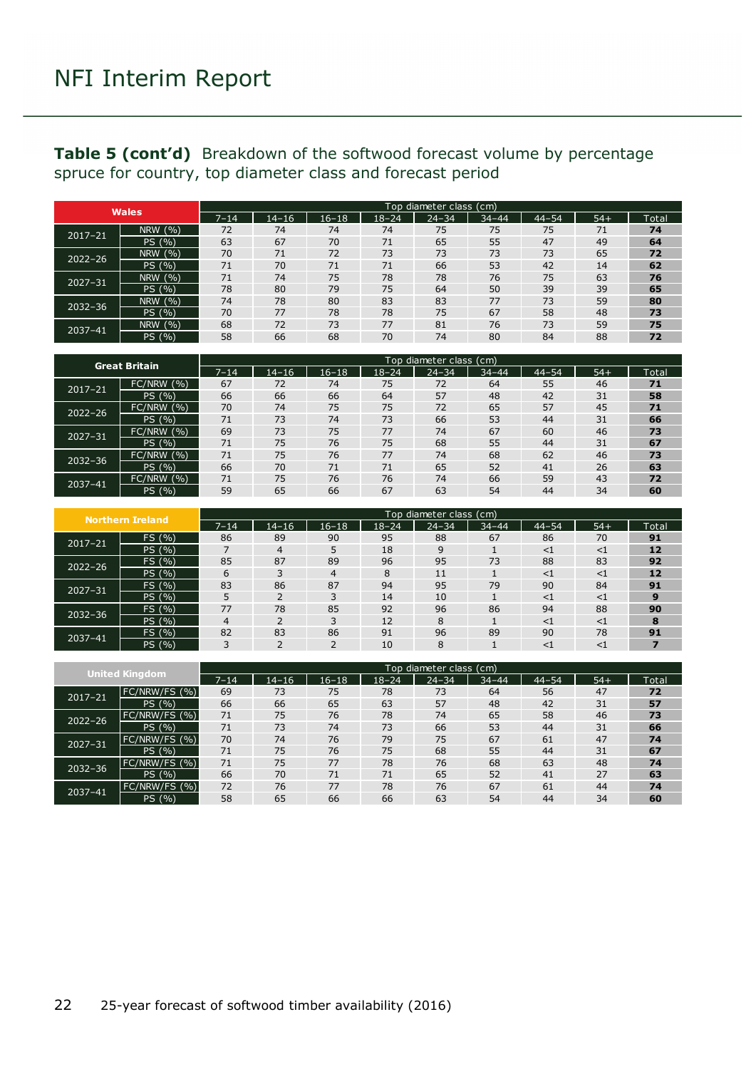**Table 5 (cont'd)** Breakdown of the softwood forecast volume by percentage spruce for country, top diameter class and forecast period

| Wales | | Top diameter class (cm) | | | | | | | | |
|---|---|---|---|---|---|---|---|---|---|---|
| | | 7–14 | 14–16 | 16–18 | 18–24 | 24–34 | 34–44 | 44–54 | 54+ | Total |
| 2017–21 | NRW (%) | 72 | 74 | 74 | 74 | 75 | 75 | 75 | 71 | **74** |
| | PS (%) | 63 | 67 | 70 | 71 | 65 | 55 | 47 | 49 | **64** |
| 2022–26 | NRW (%) | 70 | 71 | 72 | 73 | 73 | 73 | 73 | 65 | **72** |
| | PS (%) | 71 | 70 | 71 | 71 | 66 | 53 | 42 | 14 | **62** |
| 2027–31 | NRW (%) | 71 | 74 | 75 | 78 | 78 | 76 | 75 | 63 | **76** |
| | PS (%) | 78 | 80 | 79 | 75 | 64 | 50 | 39 | 39 | **65** |
| 2032–36 | NRW (%) | 74 | 78 | 80 | 83 | 83 | 77 | 73 | 59 | **80** |
| | PS (%) | 70 | 77 | 78 | 78 | 75 | 67 | 58 | 48 | **73** |
| 2037–41 | NRW (%) | 68 | 72 | 73 | 77 | 81 | 76 | 73 | 59 | **75** |
| | PS (%) | 58 | 66 | 68 | 70 | 74 | 80 | 84 | 88 | **72** |

| Great Britain | | Top diameter class (cm) | | | | | | | | |
|---|---|---|---|---|---|---|---|---|---|---|
| | | 7–14 | 14–16 | 16–18 | 18–24 | 24–34 | 34–44 | 44–54 | 54+ | Total |
| 2017–21 | FC/NRW (%) | 67 | 72 | 74 | 75 | 72 | 64 | 55 | 46 | **71** |
| | PS (%) | 66 | 66 | 66 | 64 | 57 | 48 | 42 | 31 | **58** |
| 2022–26 | FC/NRW (%) | 70 | 74 | 75 | 75 | 72 | 65 | 57 | 45 | **71** |
| | PS (%) | 71 | 73 | 74 | 73 | 66 | 53 | 44 | 31 | **66** |
| 2027–31 | FC/NRW (%) | 69 | 73 | 75 | 77 | 74 | 67 | 60 | 46 | **73** |
| | PS (%) | 71 | 75 | 76 | 75 | 68 | 55 | 44 | 31 | **67** |
| 2032–36 | FC/NRW (%) | 71 | 75 | 76 | 77 | 74 | 68 | 62 | 46 | **73** |
| | PS (%) | 66 | 70 | 71 | 71 | 65 | 52 | 41 | 26 | **63** |
| 2037–41 | FC/NRW (%) | 71 | 75 | 76 | 76 | 74 | 66 | 59 | 43 | **72** |
| | PS (%) | 59 | 65 | 66 | 67 | 63 | 54 | 44 | 34 | **60** |

| Northern Ireland | | Top diameter class (cm) | | | | | | | | |
|---|---|---|---|---|---|---|---|---|---|---|
| | | 7–14 | 14–16 | 16–18 | 18–24 | 24–34 | 34–44 | 44–54 | 54+ | Total |
| 2017–21 | FS (%) | 86 | 89 | 90 | 95 | 88 | 67 | 86 | 70 | **91** |
| | PS (%) | 7 | 4 | 5 | 18 | 9 | 1 | <1 | <1 | **12** |
| 2022–26 | FS (%) | 85 | 87 | 89 | 96 | 95 | 73 | 88 | 83 | **92** |
| | PS (%) | 6 | 3 | 4 | 8 | 11 | 1 | <1 | <1 | **12** |
| 2027–31 | FS (%) | 83 | 86 | 87 | 94 | 95 | 79 | 90 | 84 | **91** |
| | PS (%) | 5 | 2 | 3 | 14 | 10 | 1 | <1 | <1 | **9** |
| 2032–36 | FS (%) | 77 | 78 | 85 | 92 | 96 | 86 | 94 | 88 | **90** |
| | PS (%) | 4 | 2 | 3 | 12 | 8 | 1 | <1 | <1 | **8** |
| 2037–41 | FS (%) | 82 | 83 | 86 | 91 | 96 | 89 | 90 | 78 | **91** |
| | PS (%) | 3 | 2 | 2 | 10 | 8 | 1 | <1 | <1 | **7** |

| United Kingdom | | Top diameter class (cm) | | | | | | | | |
|---|---|---|---|---|---|---|---|---|---|---|
| | | 7–14 | 14–16 | 16–18 | 18–24 | 24–34 | 34–44 | 44–54 | 54+ | Total |
| 2017–21 | FC/NRW/FS (%) | 69 | 73 | 75 | 78 | 73 | 64 | 56 | 47 | **72** |
| | PS (%) | 66 | 66 | 65 | 63 | 57 | 48 | 42 | 31 | **57** |
| 2022–26 | FC/NRW/FS (%) | 71 | 75 | 76 | 78 | 74 | 65 | 58 | 46 | **73** |
| | PS (%) | 71 | 73 | 74 | 73 | 66 | 53 | 44 | 31 | **66** |
| 2027–31 | FC/NRW/FS (%) | 70 | 74 | 76 | 79 | 75 | 67 | 61 | 47 | **74** |
| | PS (%) | 71 | 75 | 76 | 75 | 68 | 55 | 44 | 31 | **67** |
| 2032–36 | FC/NRW/FS (%) | 71 | 75 | 77 | 78 | 76 | 68 | 63 | 48 | **74** |
| | PS (%) | 66 | 70 | 71 | 71 | 65 | 52 | 41 | 27 | **63** |
| 2037–41 | FC/NRW/FS (%) | 72 | 76 | 77 | 78 | 76 | 67 | 61 | 44 | **74** |
| | PS (%) | 58 | 65 | 66 | 66 | 63 | 54 | 44 | 34 | **60** |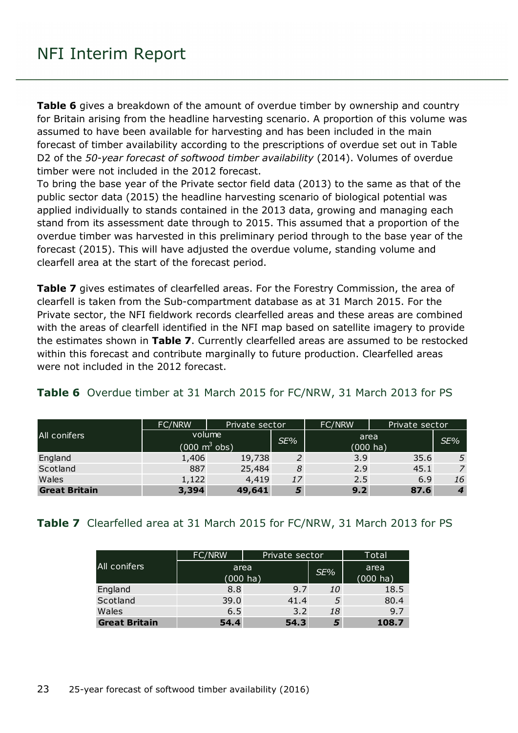**Table 6** gives a breakdown of the amount of overdue timber by ownership and country for Britain arising from the headline harvesting scenario. A proportion of this volume was assumed to have been available for harvesting and has been included in the main forecast of timber availability according to the prescriptions of overdue set out in Table D2 of the *50-year forecast of softwood timber availability* (2014). Volumes of overdue timber were not included in the 2012 forecast.

To bring the base year of the Private sector field data (2013) to the same as that of the public sector data (2015) the headline harvesting scenario of biological potential was applied individually to stands contained in the 2013 data, growing and managing each stand from its assessment date through to 2015. This assumed that a proportion of the overdue timber was harvested in this preliminary period through to the base year of the forecast (2015). This will have adjusted the overdue volume, standing volume and clearfell area at the start of the forecast period.

**Table 7** gives estimates of clearfelled areas. For the Forestry Commission, the area of clearfell is taken from the Sub-compartment database as at 31 March 2015. For the Private sector, the NFI fieldwork records clearfelled areas and these areas are combined with the areas of clearfell identified in the NFI map based on satellite imagery to provide the estimates shown in **Table 7**. Currently clearfelled areas are assumed to be restocked within this forecast and contribute marginally to future production. Clearfelled areas were not included in the 2012 forecast.

**Table 6** Overdue timber at 31 March 2015 for FC/NRW, 31 March 2013 for PS

| All conifers | FC/NRW | Private sector | | FC/NRW | Private sector | |
|---|---|---|---|---|---|---|
| | volume ($000\ m^3$ obs) | | *SE%* | area (000 ha) | | *SE%* |
| England | 1,406 | 19,738 | *2* | 3.9 | 35.6 | *5* |
| Scotland | 887 | 25,484 | *8* | 2.9 | 45.1 | *7* |
| Wales | 1,122 | 4,419 | *17* | 2.5 | 6.9 | *16* |
| **Great Britain** | **3,394** | **49,641** | ***5*** | **9.2** | **87.6** | ***4*** |

**Table 7** Clearfelled area at 31 March 2015 for FC/NRW, 31 March 2013 for PS

| All conifers | FC/NRW | Private sector | | Total |
|---|---|---|---|---|
| | area (000 ha) | | *SE%* | area (000 ha) |
| England | 8.8 | 9.7 | *10* | 18.5 |
| Scotland | 39.0 | 41.4 | *5* | 80.4 |
| Wales | 6.5 | 3.2 | *18* | 9.7 |
| **Great Britain** | **54.4** | **54.3** | ***5*** | **108.7** |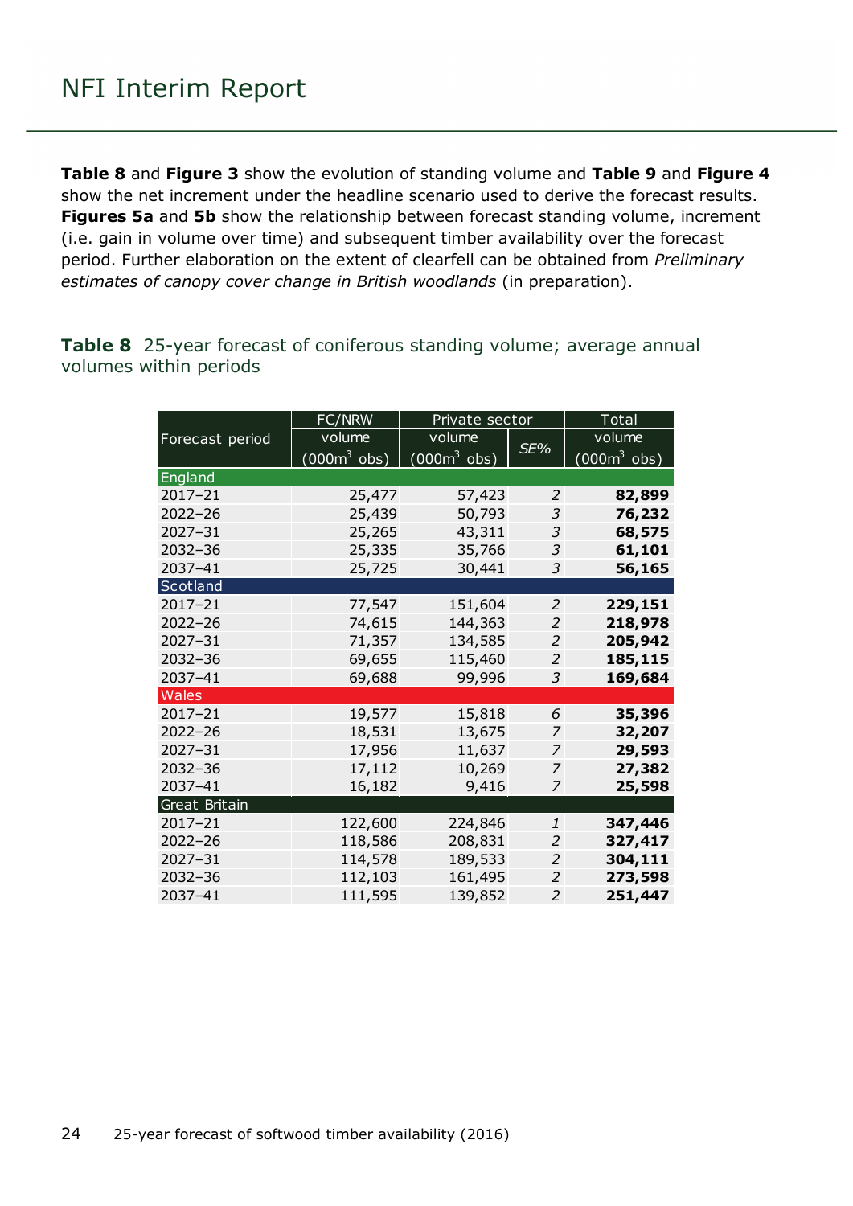**Table 8** and **Figure 3** show the evolution of standing volume and **Table 9** and **Figure 4** show the net increment under the headline scenario used to derive the forecast results. **Figures 5a** and **5b** show the relationship between forecast standing volume, increment (i.e. gain in volume over time) and subsequent timber availability over the forecast period. Further elaboration on the extent of clearfell can be obtained from *Preliminary estimates of canopy cover change in British woodlands* (in preparation).

**Table 8** 25-year forecast of coniferous standing volume; average annual volumes within periods

| Forecast period | FC/NRW | Private sector | | Total |
|---|---|---|---|---|
| | volume ($000m^3$ obs) | volume ($000m^3$ obs) | *SE%* | volume ($000m^3$ obs) |
| **England** | | | | |
| 2017–21 | 25,477 | 57,423 | *2* | **82,899** |
| 2022–26 | 25,439 | 50,793 | *3* | **76,232** |
| 2027–31 | 25,265 | 43,311 | *3* | **68,575** |
| 2032–36 | 25,335 | 35,766 | *3* | **61,101** |
| 2037–41 | 25,725 | 30,441 | *3* | **56,165** |
| **Scotland** | | | | |
| 2017–21 | 77,547 | 151,604 | *2* | **229,151** |
| 2022–26 | 74,615 | 144,363 | *2* | **218,978** |
| 2027–31 | 71,357 | 134,585 | *2* | **205,942** |
| 2032–36 | 69,655 | 115,460 | *2* | **185,115** |
| 2037–41 | 69,688 | 99,996 | *3* | **169,684** |
| **Wales** | | | | |
| 2017–21 | 19,577 | 15,818 | *6* | **35,396** |
| 2022–26 | 18,531 | 13,675 | *7* | **32,207** |
| 2027–31 | 17,956 | 11,637 | *7* | **29,593** |
| 2032–36 | 17,112 | 10,269 | *7* | **27,382** |
| 2037–41 | 16,182 | 9,416 | *7* | **25,598** |
| **Great Britain** | | | | |
| 2017–21 | 122,600 | 224,846 | *1* | **347,446** |
| 2022–26 | 118,586 | 208,831 | *2* | **327,417** |
| 2027–31 | 114,578 | 189,533 | *2* | **304,111** |
| 2032–36 | 112,103 | 161,495 | *2* | **273,598** |
| 2037–41 | 111,595 | 139,852 | *2* | **251,447** |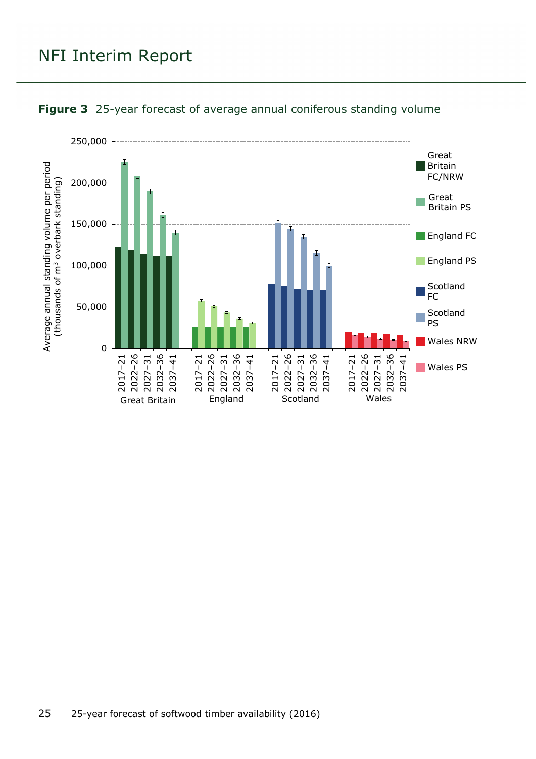**Figure 3** 25-year forecast of average annual coniferous standing volume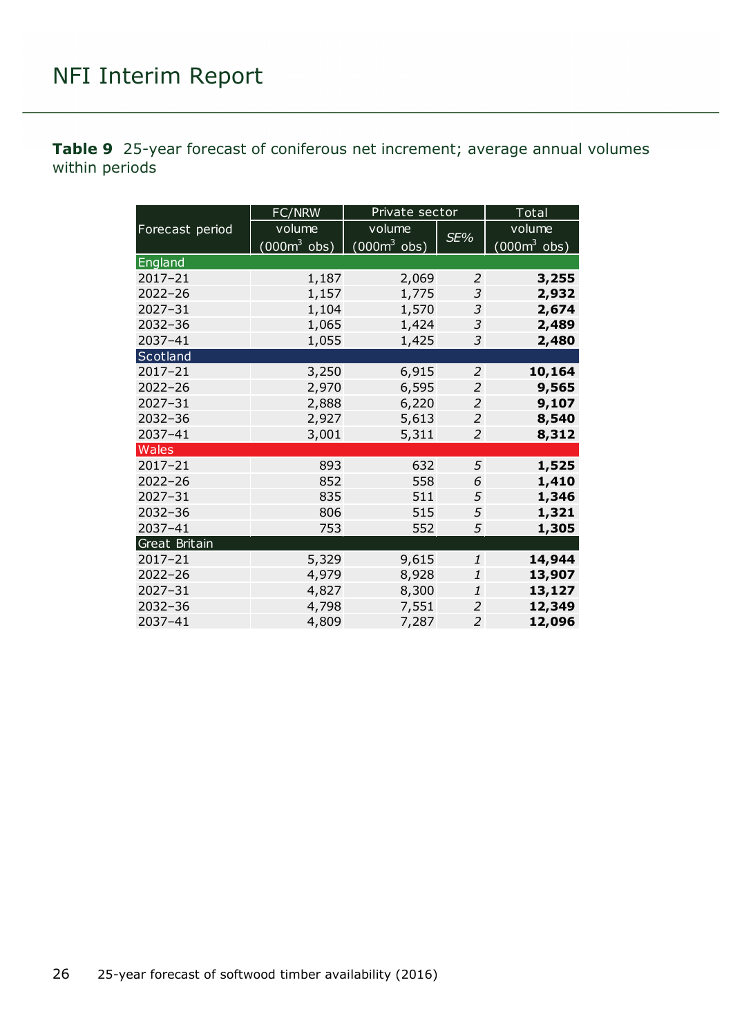**Table 9** 25-year forecast of coniferous net increment; average annual volumes within periods

| Forecast period | FC/NRW | Private sector | | Total |
|---|---|---|---|---|
| | volume (000m$^3$ obs) | volume (000m$^3$ obs) | *SE%* | volume (000m$^3$ obs) |
| **England** | | | | |
| 2017–21 | 1,187 | 2,069 | *2* | **3,255** |
| 2022–26 | 1,157 | 1,775 | *3* | **2,932** |
| 2027–31 | 1,104 | 1,570 | *3* | **2,674** |
| 2032–36 | 1,065 | 1,424 | *3* | **2,489** |
| 2037–41 | 1,055 | 1,425 | *3* | **2,480** |
| **Scotland** | | | | |
| 2017–21 | 3,250 | 6,915 | *2* | **10,164** |
| 2022–26 | 2,970 | 6,595 | *2* | **9,565** |
| 2027–31 | 2,888 | 6,220 | *2* | **9,107** |
| 2032–36 | 2,927 | 5,613 | *2* | **8,540** |
| 2037–41 | 3,001 | 5,311 | *2* | **8,312** |
| **Wales** | | | | |
| 2017–21 | 893 | 632 | *5* | **1,525** |
| 2022–26 | 852 | 558 | *6* | **1,410** |
| 2027–31 | 835 | 511 | *5* | **1,346** |
| 2032–36 | 806 | 515 | *5* | **1,321** |
| 2037–41 | 753 | 552 | *5* | **1,305** |
| **Great Britain** | | | | |
| 2017–21 | 5,329 | 9,615 | *1* | **14,944** |
| 2022–26 | 4,979 | 8,928 | *1* | **13,907** |
| 2027–31 | 4,827 | 8,300 | *1* | **13,127** |
| 2032–36 | 4,798 | 7,551 | *2* | **12,349** |
| 2037–41 | 4,809 | 7,287 | *2* | **12,096** |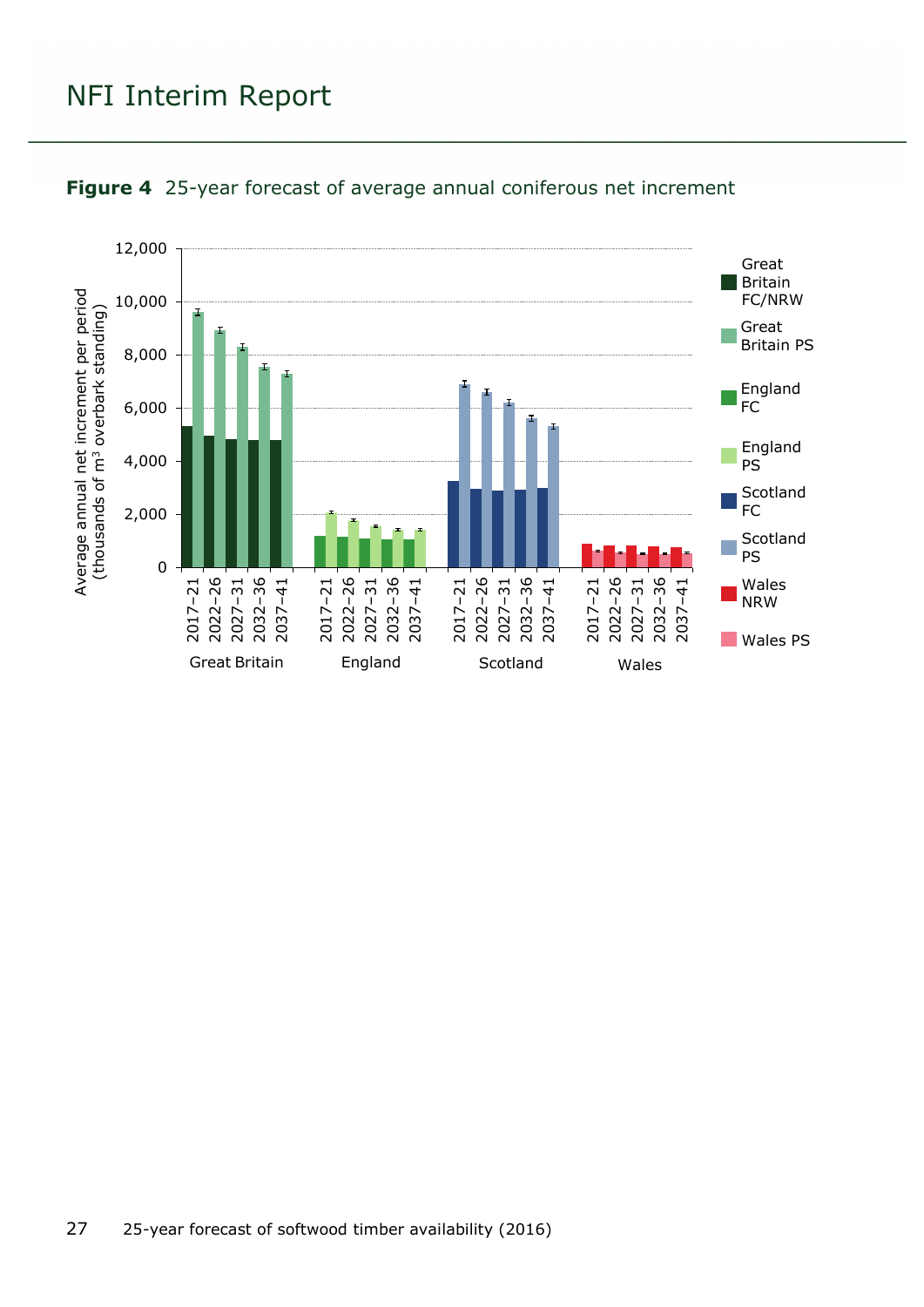**Figure 4** 25-year forecast of average annual coniferous net increment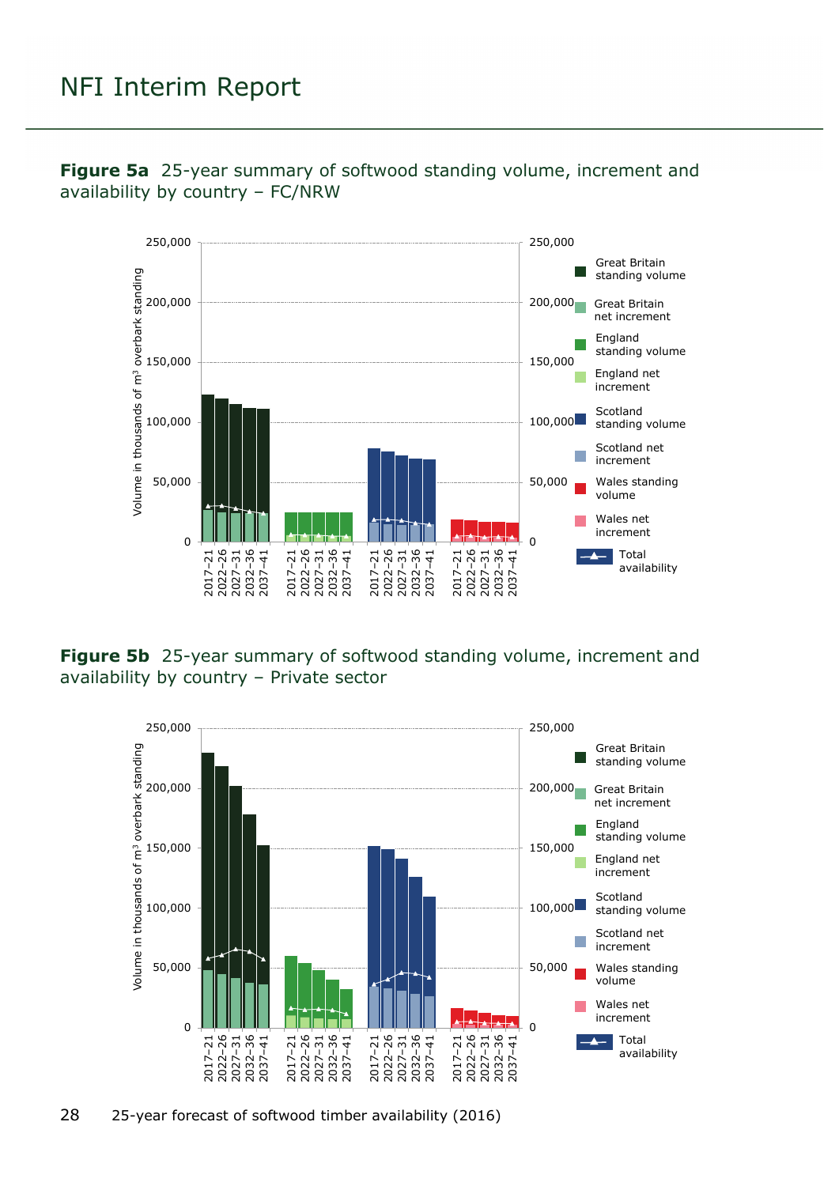**Figure 5a** 25-year summary of softwood standing volume, increment and availability by country – FC/NRW

**Figure 5b** 25-year summary of softwood standing volume, increment and availability by country – Private sector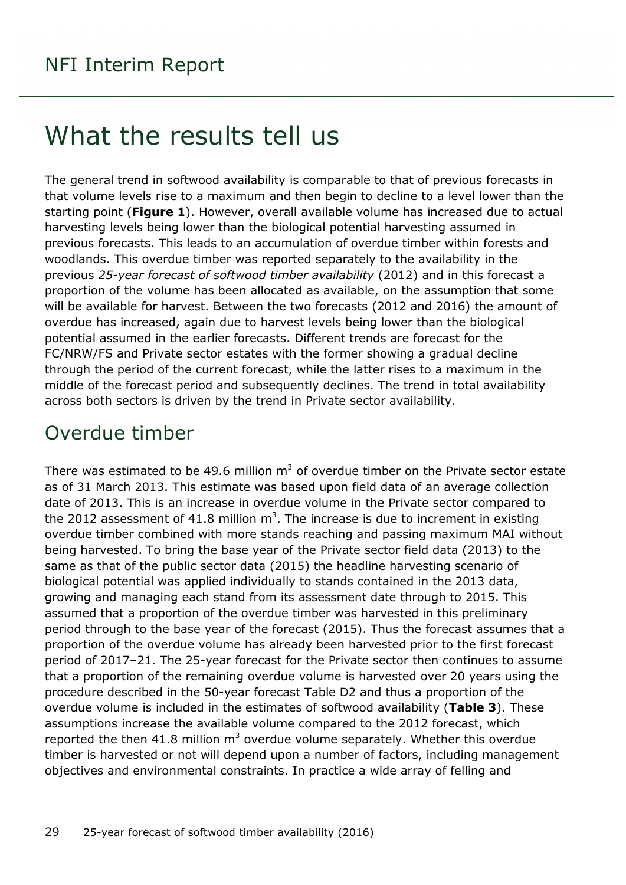# What the results tell us

The general trend in softwood availability is comparable to that of previous forecasts in that volume levels rise to a maximum and then begin to decline to a level lower than the starting point (**Figure 1**). However, overall available volume has increased due to actual harvesting levels being lower than the biological potential harvesting assumed in previous forecasts. This leads to an accumulation of overdue timber within forests and woodlands. This overdue timber was reported separately to the availability in the previous *25-year forecast of softwood timber availability* (2012) and in this forecast a proportion of the volume has been allocated as available, on the assumption that some will be available for harvest. Between the two forecasts (2012 and 2016) the amount of overdue has increased, again due to harvest levels being lower than the biological potential assumed in the earlier forecasts. Different trends are forecast for the FC/NRW/FS and Private sector estates with the former showing a gradual decline through the period of the current forecast, while the latter rises to a maximum in the middle of the forecast period and subsequently declines. The trend in total availability across both sectors is driven by the trend in Private sector availability.

## Overdue timber

There was estimated to be 49.6 million $m^3$ of overdue timber on the Private sector estate as of 31 March 2013. This estimate was based upon field data of an average collection date of 2013. This is an increase in overdue volume in the Private sector compared to the 2012 assessment of 41.8 million $m^3$. The increase is due to increment in existing overdue timber combined with more stands reaching and passing maximum MAI without being harvested. To bring the base year of the Private sector field data (2013) to the same as that of the public sector data (2015) the headline harvesting scenario of biological potential was applied individually to stands contained in the 2013 data, growing and managing each stand from its assessment date through to 2015. This assumed that a proportion of the overdue timber was harvested in this preliminary period through to the base year of the forecast (2015). Thus the forecast assumes that a proportion of the overdue volume has already been harvested prior to the first forecast period of 2017–21. The 25-year forecast for the Private sector then continues to assume that a proportion of the remaining overdue volume is harvested over 20 years using the procedure described in the 50-year forecast Table D2 and thus a proportion of the overdue volume is included in the estimates of softwood availability (**Table 3**). These assumptions increase the available volume compared to the 2012 forecast, which reported the then 41.8 million $m^3$ overdue volume separately. Whether this overdue timber is harvested or not will depend upon a number of factors, including management objectives and environmental constraints. In practice a wide array of felling and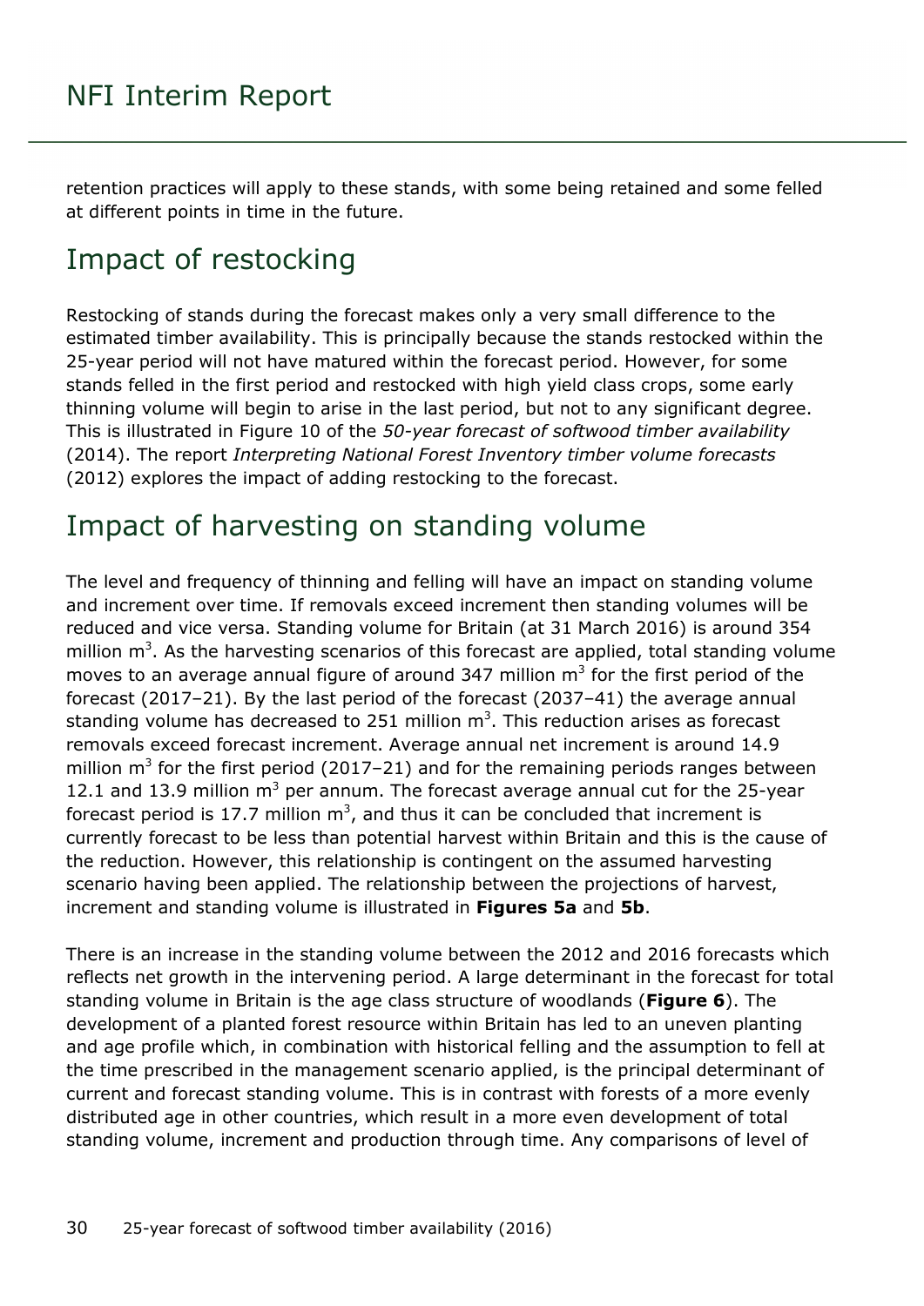retention practices will apply to these stands, with some being retained and some felled at different points in time in the future.

## Impact of restocking

Restocking of stands during the forecast makes only a very small difference to the estimated timber availability. This is principally because the stands restocked within the 25-year period will not have matured within the forecast period. However, for some stands felled in the first period and restocked with high yield class crops, some early thinning volume will begin to arise in the last period, but not to any significant degree. This is illustrated in Figure 10 of the *50-year forecast of softwood timber availability* (2014). The report *Interpreting National Forest Inventory timber volume forecasts* (2012) explores the impact of adding restocking to the forecast.

## Impact of harvesting on standing volume

The level and frequency of thinning and felling will have an impact on standing volume and increment over time. If removals exceed increment then standing volumes will be reduced and vice versa. Standing volume for Britain (at 31 March 2016) is around 354 million $m^3$. As the harvesting scenarios of this forecast are applied, total standing volume moves to an average annual figure of around 347 million $m^3$ for the first period of the forecast (2017–21). By the last period of the forecast (2037–41) the average annual standing volume has decreased to 251 million $m^3$. This reduction arises as forecast removals exceed forecast increment. Average annual net increment is around 14.9 million $m^3$ for the first period (2017–21) and for the remaining periods ranges between 12.1 and 13.9 million $m^3$ per annum. The forecast average annual cut for the 25-year forecast period is 17.7 million $m^3$, and thus it can be concluded that increment is currently forecast to be less than potential harvest within Britain and this is the cause of the reduction. However, this relationship is contingent on the assumed harvesting scenario having been applied. The relationship between the projections of harvest, increment and standing volume is illustrated in **Figures 5a** and **5b**.

There is an increase in the standing volume between the 2012 and 2016 forecasts which reflects net growth in the intervening period. A large determinant in the forecast for total standing volume in Britain is the age class structure of woodlands (**Figure 6**). The development of a planted forest resource within Britain has led to an uneven planting and age profile which, in combination with historical felling and the assumption to fell at the time prescribed in the management scenario applied, is the principal determinant of current and forecast standing volume. This is in contrast with forests of a more evenly distributed age in other countries, which result in a more even development of total standing volume, increment and production through time. Any comparisons of level of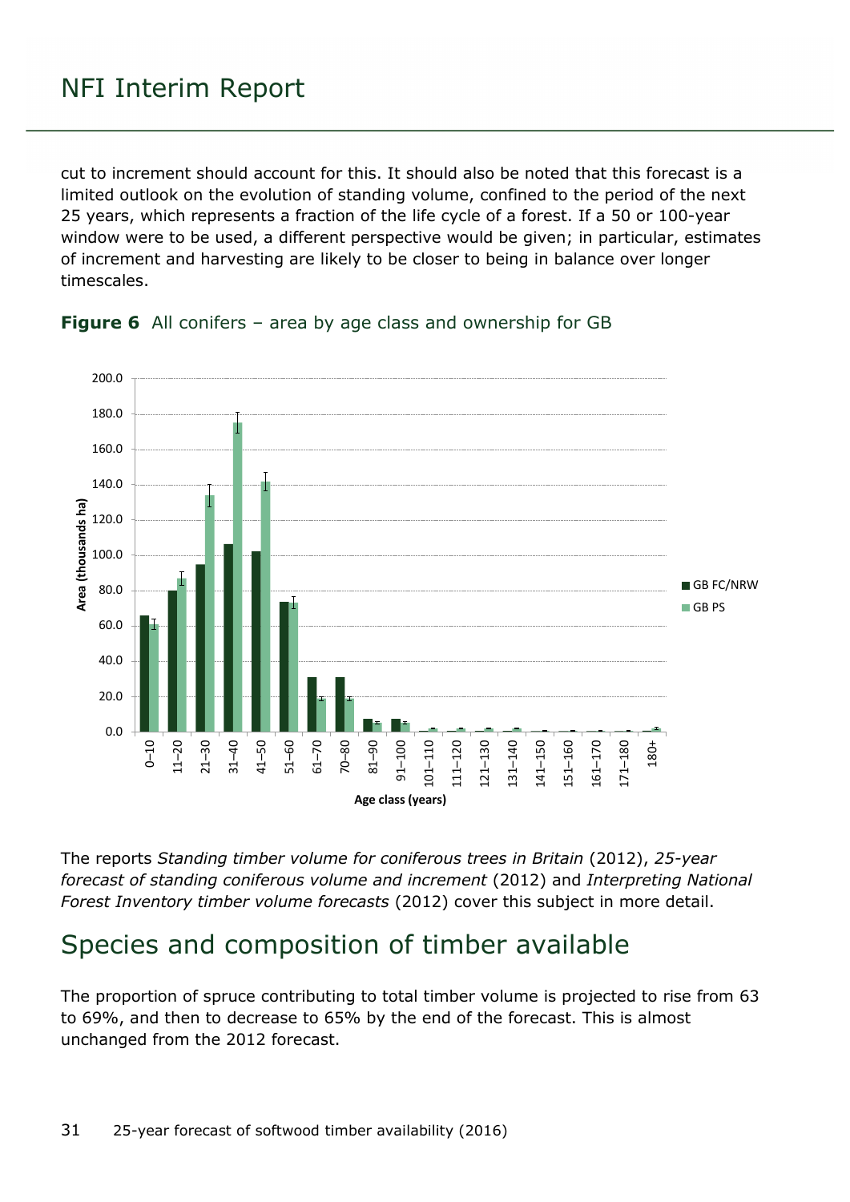cut to increment should account for this. It should also be noted that this forecast is a limited outlook on the evolution of standing volume, confined to the period of the next 25 years, which represents a fraction of the life cycle of a forest. If a 50 or 100-year window were to be used, a different perspective would be given; in particular, estimates of increment and harvesting are likely to be closer to being in balance over longer timescales.

**Figure 6** All conifers – area by age class and ownership for GB

The reports *Standing timber volume for coniferous trees in Britain* (2012), *25-year forecast of standing coniferous volume and increment* (2012) and *Interpreting National Forest Inventory timber volume forecasts* (2012) cover this subject in more detail.

## Species and composition of timber available

The proportion of spruce contributing to total timber volume is projected to rise from 63 to 69%, and then to decrease to 65% by the end of the forecast. This is almost unchanged from the 2012 forecast.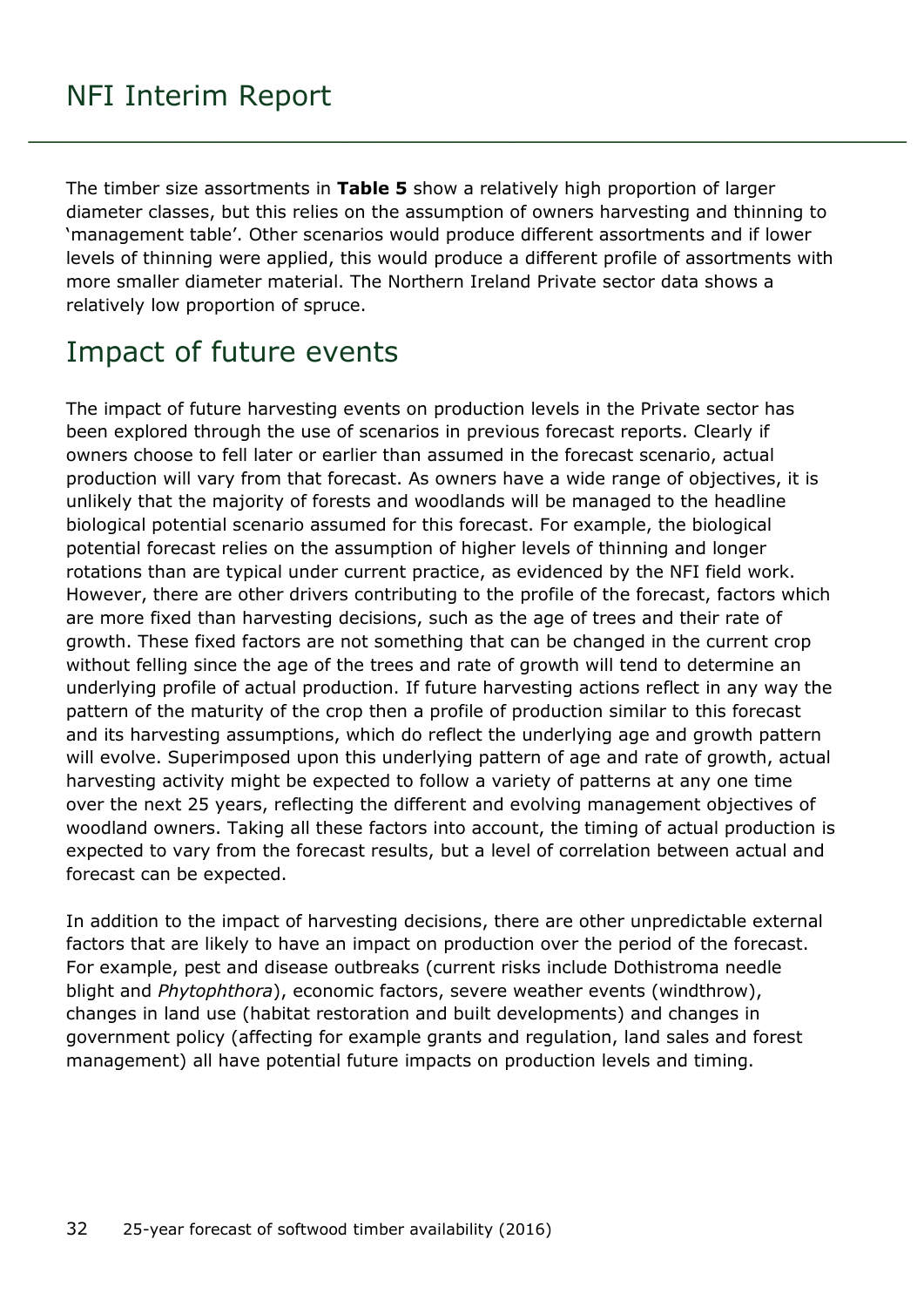The timber size assortments in **Table 5** show a relatively high proportion of larger diameter classes, but this relies on the assumption of owners harvesting and thinning to 'management table'. Other scenarios would produce different assortments and if lower levels of thinning were applied, this would produce a different profile of assortments with more smaller diameter material. The Northern Ireland Private sector data shows a relatively low proportion of spruce.

## Impact of future events

The impact of future harvesting events on production levels in the Private sector has been explored through the use of scenarios in previous forecast reports. Clearly if owners choose to fell later or earlier than assumed in the forecast scenario, actual production will vary from that forecast. As owners have a wide range of objectives, it is unlikely that the majority of forests and woodlands will be managed to the headline biological potential scenario assumed for this forecast. For example, the biological potential forecast relies on the assumption of higher levels of thinning and longer rotations than are typical under current practice, as evidenced by the NFI field work. However, there are other drivers contributing to the profile of the forecast, factors which are more fixed than harvesting decisions, such as the age of trees and their rate of growth. These fixed factors are not something that can be changed in the current crop without felling since the age of the trees and rate of growth will tend to determine an underlying profile of actual production. If future harvesting actions reflect in any way the pattern of the maturity of the crop then a profile of production similar to this forecast and its harvesting assumptions, which do reflect the underlying age and growth pattern will evolve. Superimposed upon this underlying pattern of age and rate of growth, actual harvesting activity might be expected to follow a variety of patterns at any one time over the next 25 years, reflecting the different and evolving management objectives of woodland owners. Taking all these factors into account, the timing of actual production is expected to vary from the forecast results, but a level of correlation between actual and forecast can be expected.

In addition to the impact of harvesting decisions, there are other unpredictable external factors that are likely to have an impact on production over the period of the forecast. For example, pest and disease outbreaks (current risks include Dothistroma needle blight and *Phytophthora*), economic factors, severe weather events (windthrow), changes in land use (habitat restoration and built developments) and changes in government policy (affecting for example grants and regulation, land sales and forest management) all have potential future impacts on production levels and timing.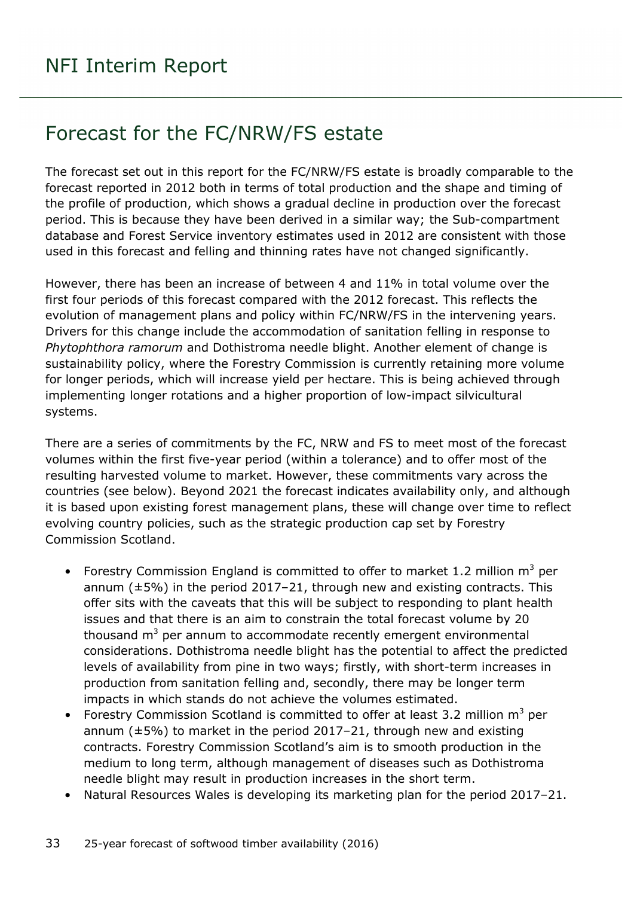# Forecast for the FC/NRW/FS estate

The forecast set out in this report for the FC/NRW/FS estate is broadly comparable to the forecast reported in 2012 both in terms of total production and the shape and timing of the profile of production, which shows a gradual decline in production over the forecast period. This is because they have been derived in a similar way; the Sub-compartment database and Forest Service inventory estimates used in 2012 are consistent with those used in this forecast and felling and thinning rates have not changed significantly.

However, there has been an increase of between 4 and 11% in total volume over the first four periods of this forecast compared with the 2012 forecast. This reflects the evolution of management plans and policy within FC/NRW/FS in the intervening years. Drivers for this change include the accommodation of sanitation felling in response to *Phytophthora ramorum* and Dothistroma needle blight. Another element of change is sustainability policy, where the Forestry Commission is currently retaining more volume for longer periods, which will increase yield per hectare. This is being achieved through implementing longer rotations and a higher proportion of low-impact silvicultural systems.

There are a series of commitments by the FC, NRW and FS to meet most of the forecast volumes within the first five-year period (within a tolerance) and to offer most of the resulting harvested volume to market. However, these commitments vary across the countries (see below). Beyond 2021 the forecast indicates availability only, and although it is based upon existing forest management plans, these will change over time to reflect evolving country policies, such as the strategic production cap set by Forestry Commission Scotland.

- Forestry Commission England is committed to offer to market 1.2 million $m^3$ per annum (±5%) in the period 2017–21, through new and existing contracts. This offer sits with the caveats that this will be subject to responding to plant health issues and that there is an aim to constrain the total forecast volume by 20 thousand $m^3$ per annum to accommodate recently emergent environmental considerations. Dothistroma needle blight has the potential to affect the predicted levels of availability from pine in two ways; firstly, with short-term increases in production from sanitation felling and, secondly, there may be longer term impacts in which stands do not achieve the volumes estimated.
- Forestry Commission Scotland is committed to offer at least 3.2 million $m^3$ per annum (±5%) to market in the period 2017–21, through new and existing contracts. Forestry Commission Scotland's aim is to smooth production in the medium to long term, although management of diseases such as Dothistroma needle blight may result in production increases in the short term.
- Natural Resources Wales is developing its marketing plan for the period 2017–21.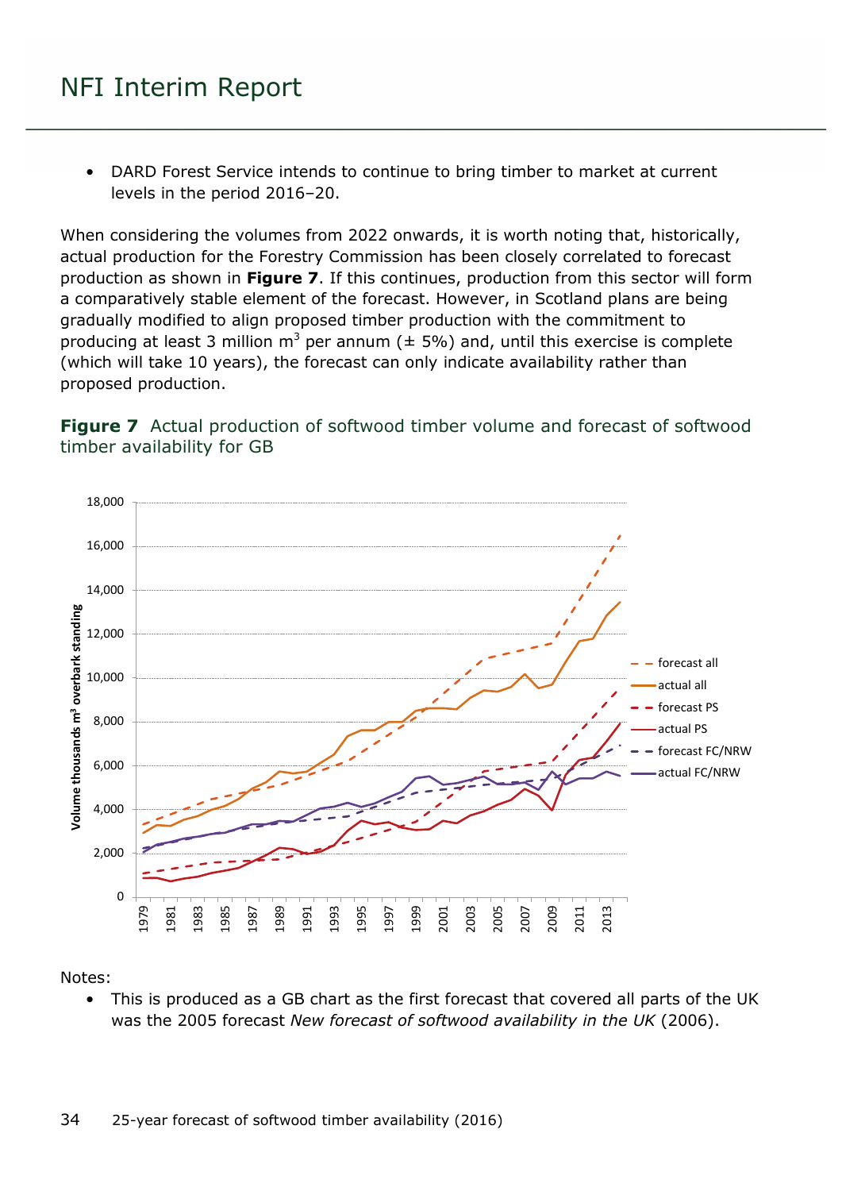- DARD Forest Service intends to continue to bring timber to market at current levels in the period 2016–20.

When considering the volumes from 2022 onwards, it is worth noting that, historically, actual production for the Forestry Commission has been closely correlated to forecast production as shown in **Figure 7**. If this continues, production from this sector will form a comparatively stable element of the forecast. However, in Scotland plans are being gradually modified to align proposed timber production with the commitment to producing at least 3 million m$^3$ per annum (± 5%) and, until this exercise is complete (which will take 10 years), the forecast can only indicate availability rather than proposed production.

**Figure 7** Actual production of softwood timber volume and forecast of softwood timber availability for GB

Notes:

- This is produced as a GB chart as the first forecast that covered all parts of the UK was the 2005 forecast *New forecast of softwood availability in the UK* (2006).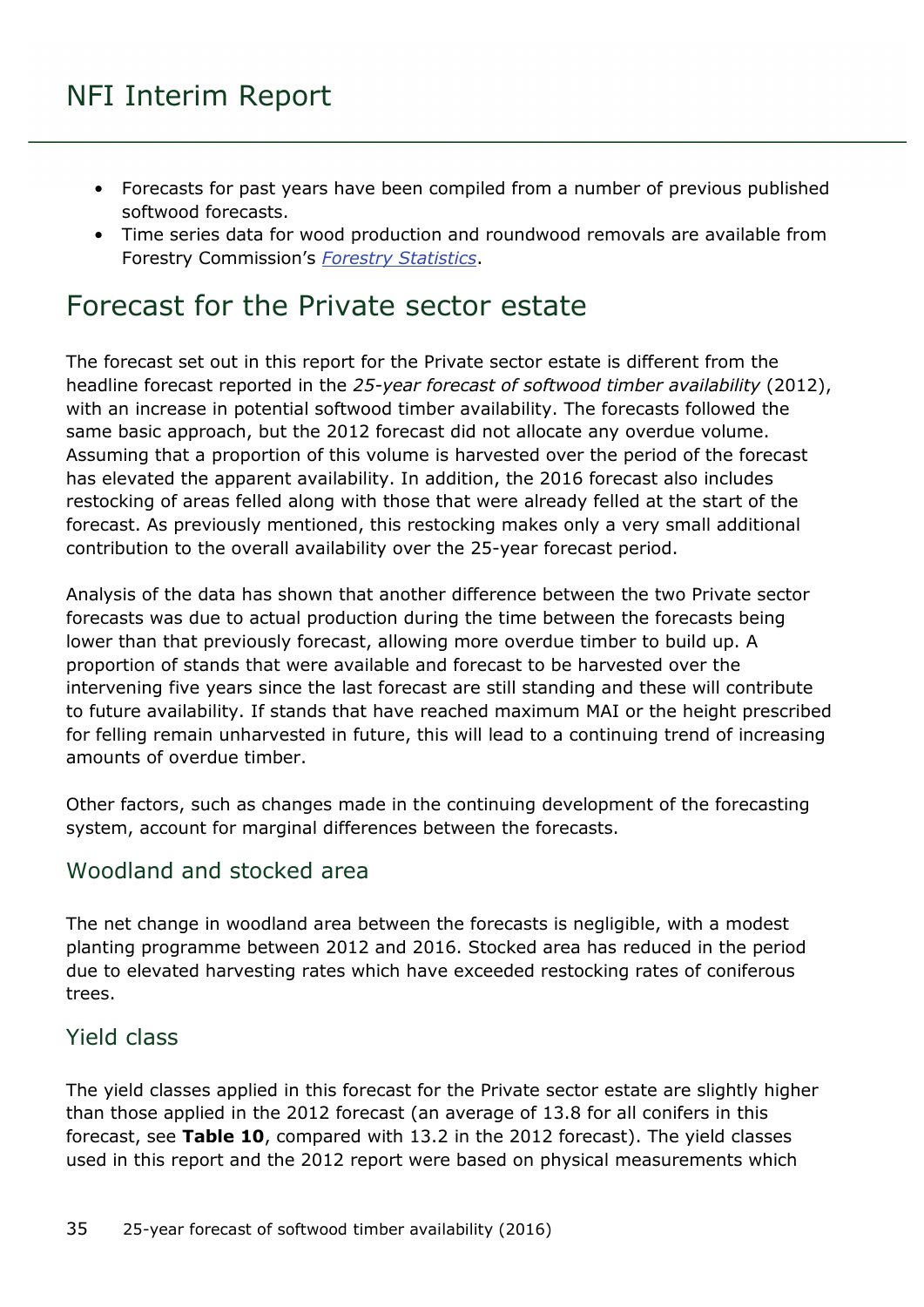- Forecasts for past years have been compiled from a number of previous published softwood forecasts.
- Time series data for wood production and roundwood removals are available from Forestry Commission's *Forestry Statistics*.

## Forecast for the Private sector estate

The forecast set out in this report for the Private sector estate is different from the headline forecast reported in the *25-year forecast of softwood timber availability* (2012), with an increase in potential softwood timber availability. The forecasts followed the same basic approach, but the 2012 forecast did not allocate any overdue volume. Assuming that a proportion of this volume is harvested over the period of the forecast has elevated the apparent availability. In addition, the 2016 forecast also includes restocking of areas felled along with those that were already felled at the start of the forecast. As previously mentioned, this restocking makes only a very small additional contribution to the overall availability over the 25-year forecast period.

Analysis of the data has shown that another difference between the two Private sector forecasts was due to actual production during the time between the forecasts being lower than that previously forecast, allowing more overdue timber to build up. A proportion of stands that were available and forecast to be harvested over the intervening five years since the last forecast are still standing and these will contribute to future availability. If stands that have reached maximum MAI or the height prescribed for felling remain unharvested in future, this will lead to a continuing trend of increasing amounts of overdue timber.

Other factors, such as changes made in the continuing development of the forecasting system, account for marginal differences between the forecasts.

### Woodland and stocked area

The net change in woodland area between the forecasts is negligible, with a modest planting programme between 2012 and 2016. Stocked area has reduced in the period due to elevated harvesting rates which have exceeded restocking rates of coniferous trees.

### Yield class

The yield classes applied in this forecast for the Private sector estate are slightly higher than those applied in the 2012 forecast (an average of 13.8 for all conifers in this forecast, see **Table 10**, compared with 13.2 in the 2012 forecast). The yield classes used in this report and the 2012 report were based on physical measurements which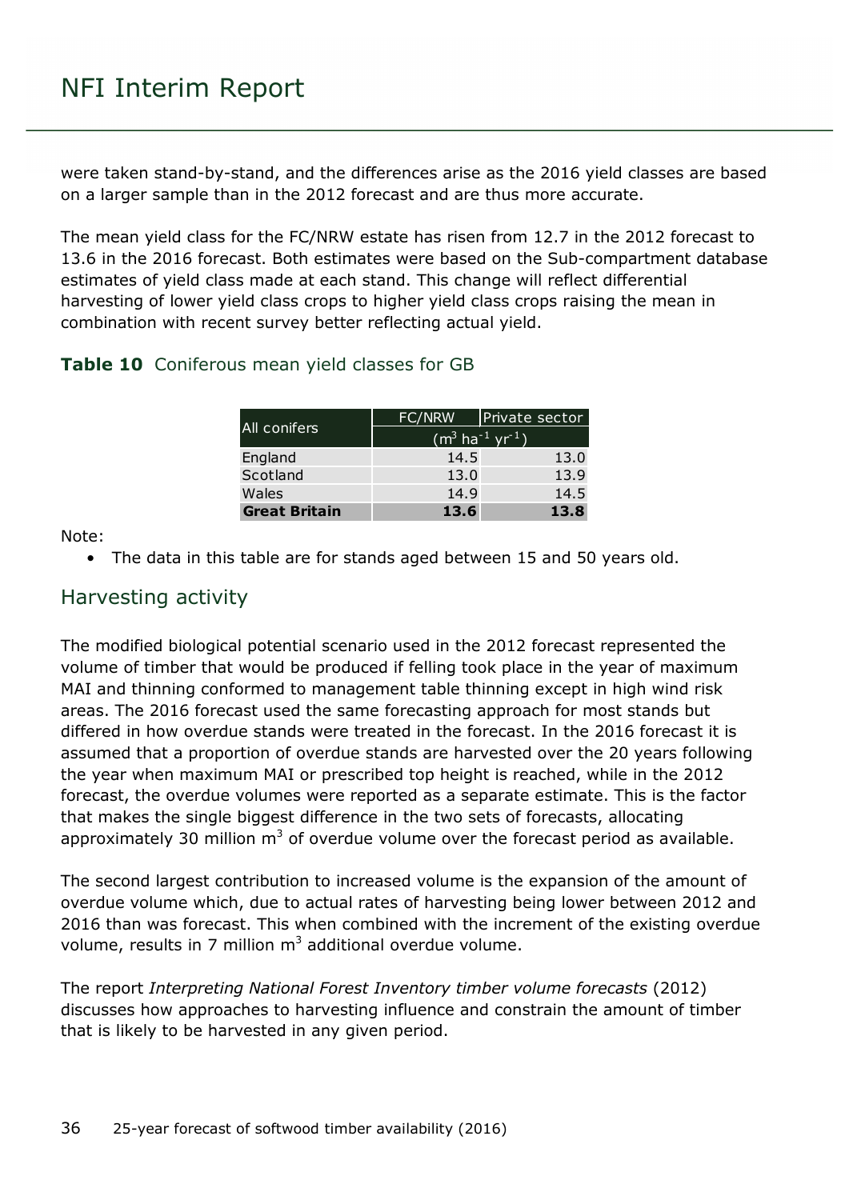were taken stand-by-stand, and the differences arise as the 2016 yield classes are based on a larger sample than in the 2012 forecast and are thus more accurate.

The mean yield class for the FC/NRW estate has risen from 12.7 in the 2012 forecast to 13.6 in the 2016 forecast. Both estimates were based on the Sub-compartment database estimates of yield class made at each stand. This change will reflect differential harvesting of lower yield class crops to higher yield class crops raising the mean in combination with recent survey better reflecting actual yield.

**Table 10** Coniferous mean yield classes for GB

| All conifers | FC/NRW | Private sector |
|---|---|---|
| | ($m^3$ $ha^{-1}$ $yr^{-1}$) | |
| England | 14.5 | 13.0 |
| Scotland | 13.0 | 13.9 |
| Wales | 14.9 | 14.5 |
| **Great Britain** | **13.6** | **13.8** |

Note:

- The data in this table are for stands aged between 15 and 50 years old.

## Harvesting activity

The modified biological potential scenario used in the 2012 forecast represented the volume of timber that would be produced if felling took place in the year of maximum MAI and thinning conformed to management table thinning except in high wind risk areas. The 2016 forecast used the same forecasting approach for most stands but differed in how overdue stands were treated in the forecast. In the 2016 forecast it is assumed that a proportion of overdue stands are harvested over the 20 years following the year when maximum MAI or prescribed top height is reached, while in the 2012 forecast, the overdue volumes were reported as a separate estimate. This is the factor that makes the single biggest difference in the two sets of forecasts, allocating approximately 30 million $m^3$ of overdue volume over the forecast period as available.

The second largest contribution to increased volume is the expansion of the amount of overdue volume which, due to actual rates of harvesting being lower between 2012 and 2016 than was forecast. This when combined with the increment of the existing overdue volume, results in 7 million $m^3$ additional overdue volume.

The report *Interpreting National Forest Inventory timber volume forecasts* (2012) discusses how approaches to harvesting influence and constrain the amount of timber that is likely to be harvested in any given period.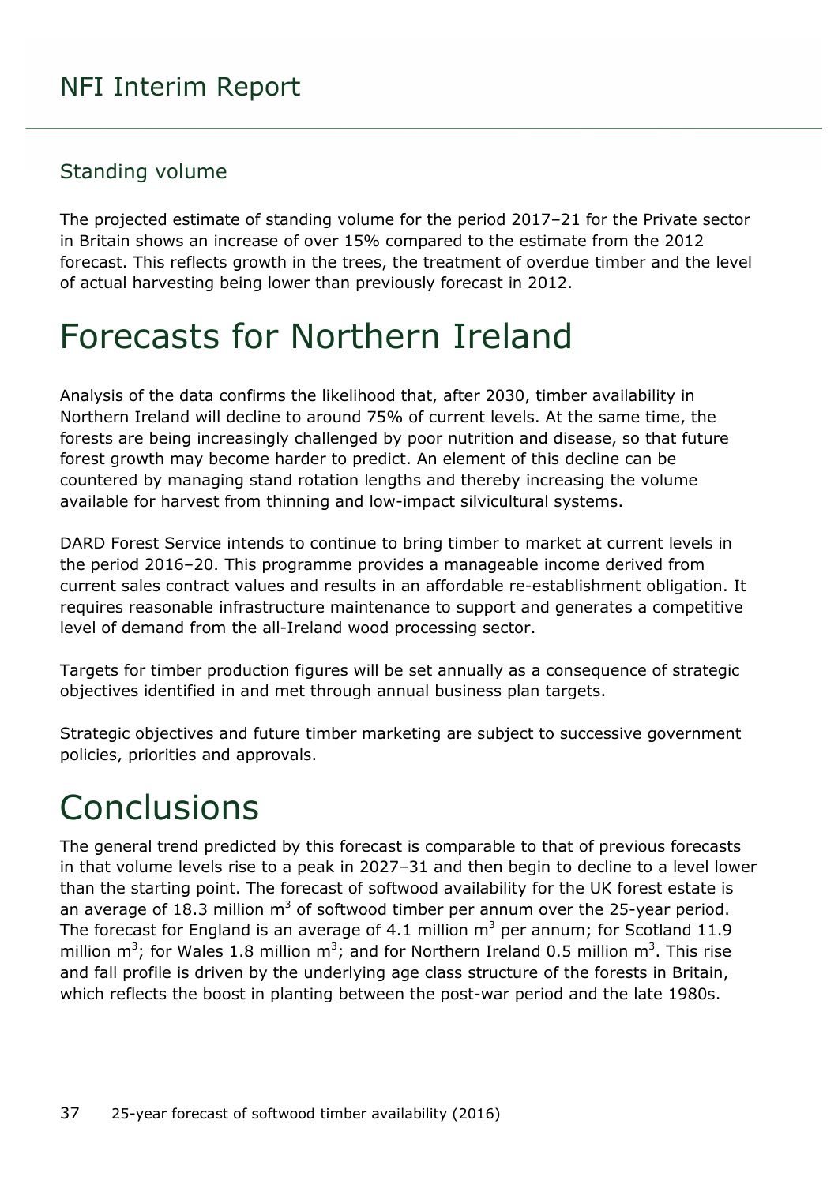## Standing volume

The projected estimate of standing volume for the period 2017–21 for the Private sector in Britain shows an increase of over 15% compared to the estimate from the 2012 forecast. This reflects growth in the trees, the treatment of overdue timber and the level of actual harvesting being lower than previously forecast in 2012.

# Forecasts for Northern Ireland

Analysis of the data confirms the likelihood that, after 2030, timber availability in Northern Ireland will decline to around 75% of current levels. At the same time, the forests are being increasingly challenged by poor nutrition and disease, so that future forest growth may become harder to predict. An element of this decline can be countered by managing stand rotation lengths and thereby increasing the volume available for harvest from thinning and low-impact silvicultural systems.

DARD Forest Service intends to continue to bring timber to market at current levels in the period 2016–20. This programme provides a manageable income derived from current sales contract values and results in an affordable re-establishment obligation. It requires reasonable infrastructure maintenance to support and generates a competitive level of demand from the all-Ireland wood processing sector.

Targets for timber production figures will be set annually as a consequence of strategic objectives identified in and met through annual business plan targets.

Strategic objectives and future timber marketing are subject to successive government policies, priorities and approvals.

# Conclusions

The general trend predicted by this forecast is comparable to that of previous forecasts in that volume levels rise to a peak in 2027–31 and then begin to decline to a level lower than the starting point. The forecast of softwood availability for the UK forest estate is an average of 18.3 million $m^3$ of softwood timber per annum over the 25-year period. The forecast for England is an average of 4.1 million $m^3$ per annum; for Scotland 11.9 million $m^3$; for Wales 1.8 million $m^3$; and for Northern Ireland 0.5 million $m^3$. This rise and fall profile is driven by the underlying age class structure of the forests in Britain, which reflects the boost in planting between the post-war period and the late 1980s.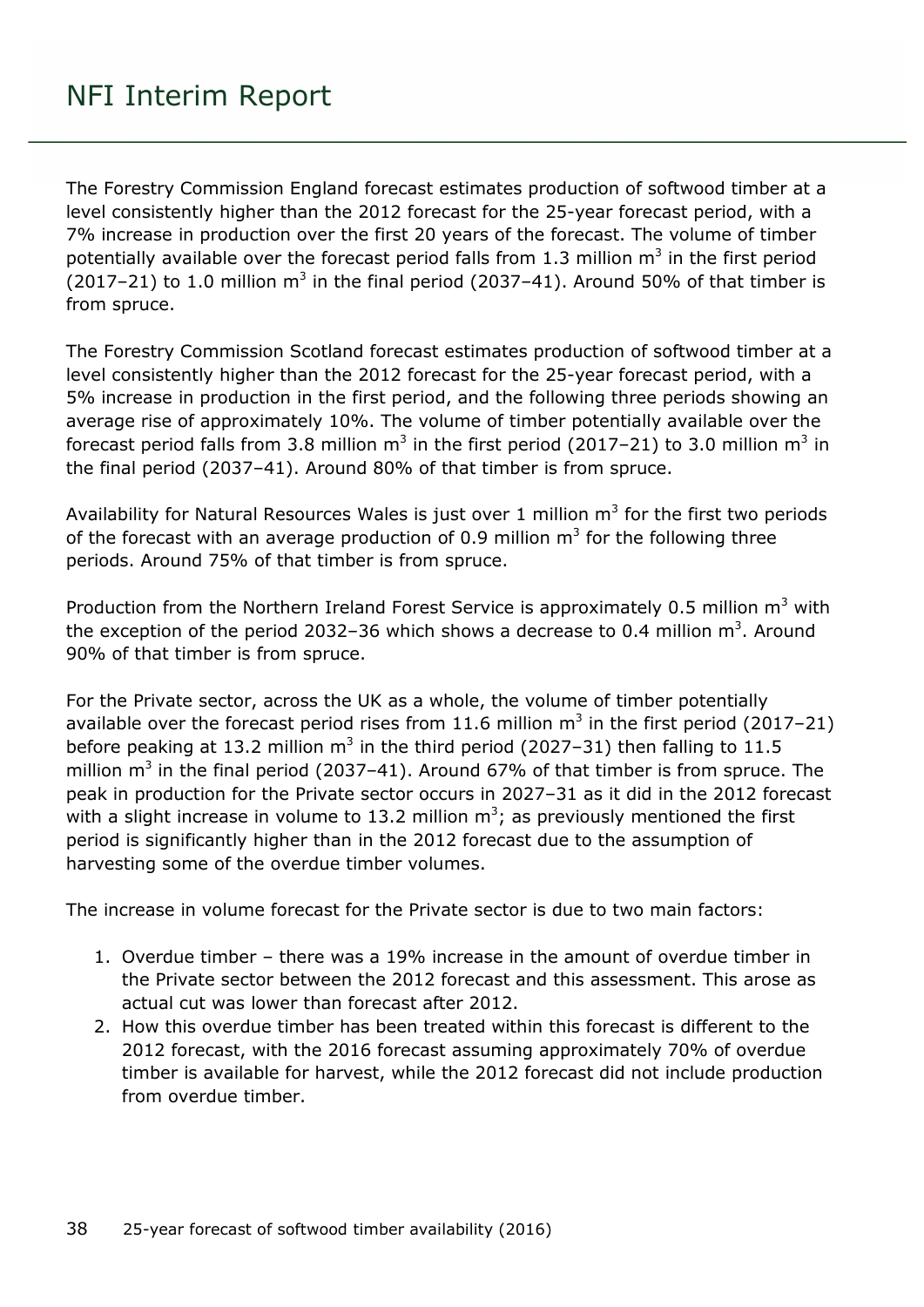The Forestry Commission England forecast estimates production of softwood timber at a level consistently higher than the 2012 forecast for the 25-year forecast period, with a 7% increase in production over the first 20 years of the forecast. The volume of timber potentially available over the forecast period falls from 1.3 million $m^3$ in the first period (2017–21) to 1.0 million $m^3$ in the final period (2037–41). Around 50% of that timber is from spruce.

The Forestry Commission Scotland forecast estimates production of softwood timber at a level consistently higher than the 2012 forecast for the 25-year forecast period, with a 5% increase in production in the first period, and the following three periods showing an average rise of approximately 10%. The volume of timber potentially available over the forecast period falls from 3.8 million $m^3$ in the first period (2017–21) to 3.0 million $m^3$ in the final period (2037–41). Around 80% of that timber is from spruce.

Availability for Natural Resources Wales is just over 1 million $m^3$ for the first two periods of the forecast with an average production of 0.9 million $m^3$ for the following three periods. Around 75% of that timber is from spruce.

Production from the Northern Ireland Forest Service is approximately 0.5 million $m^3$ with the exception of the period 2032–36 which shows a decrease to 0.4 million $m^3$. Around 90% of that timber is from spruce.

For the Private sector, across the UK as a whole, the volume of timber potentially available over the forecast period rises from 11.6 million $m^3$ in the first period (2017–21) before peaking at 13.2 million $m^3$ in the third period (2027–31) then falling to 11.5 million $m^3$ in the final period (2037–41). Around 67% of that timber is from spruce. The peak in production for the Private sector occurs in 2027–31 as it did in the 2012 forecast with a slight increase in volume to 13.2 million $m^3$; as previously mentioned the first period is significantly higher than in the 2012 forecast due to the assumption of harvesting some of the overdue timber volumes.

The increase in volume forecast for the Private sector is due to two main factors:

1. Overdue timber – there was a 19% increase in the amount of overdue timber in the Private sector between the 2012 forecast and this assessment. This arose as actual cut was lower than forecast after 2012.
2. How this overdue timber has been treated within this forecast is different to the 2012 forecast, with the 2016 forecast assuming approximately 70% of overdue timber is available for harvest, while the 2012 forecast did not include production from overdue timber.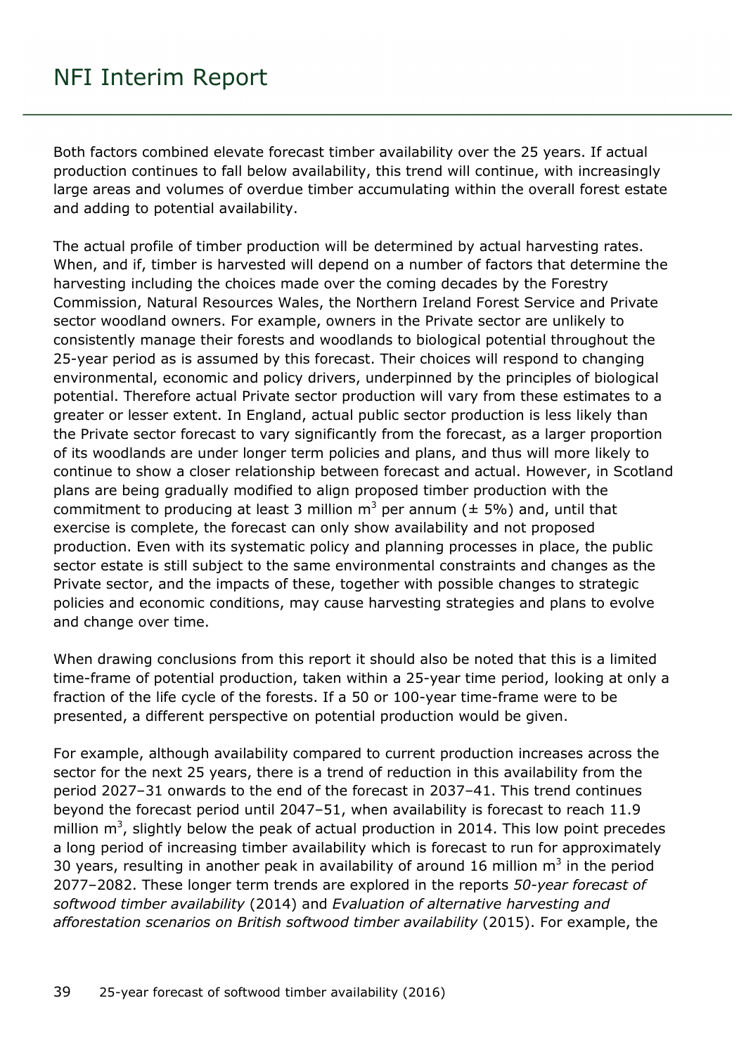Both factors combined elevate forecast timber availability over the 25 years. If actual production continues to fall below availability, this trend will continue, with increasingly large areas and volumes of overdue timber accumulating within the overall forest estate and adding to potential availability.

The actual profile of timber production will be determined by actual harvesting rates. When, and if, timber is harvested will depend on a number of factors that determine the harvesting including the choices made over the coming decades by the Forestry Commission, Natural Resources Wales, the Northern Ireland Forest Service and Private sector woodland owners. For example, owners in the Private sector are unlikely to consistently manage their forests and woodlands to biological potential throughout the 25-year period as is assumed by this forecast. Their choices will respond to changing environmental, economic and policy drivers, underpinned by the principles of biological potential. Therefore actual Private sector production will vary from these estimates to a greater or lesser extent. In England, actual public sector production is less likely than the Private sector forecast to vary significantly from the forecast, as a larger proportion of its woodlands are under longer term policies and plans, and thus will more likely to continue to show a closer relationship between forecast and actual. However, in Scotland plans are being gradually modified to align proposed timber production with the commitment to producing at least 3 million $m^3$ per annum ($\pm$ 5%) and, until that exercise is complete, the forecast can only show availability and not proposed production. Even with its systematic policy and planning processes in place, the public sector estate is still subject to the same environmental constraints and changes as the Private sector, and the impacts of these, together with possible changes to strategic policies and economic conditions, may cause harvesting strategies and plans to evolve and change over time.

When drawing conclusions from this report it should also be noted that this is a limited time-frame of potential production, taken within a 25-year time period, looking at only a fraction of the life cycle of the forests. If a 50 or 100-year time-frame were to be presented, a different perspective on potential production would be given.

For example, although availability compared to current production increases across the sector for the next 25 years, there is a trend of reduction in this availability from the period 2027–31 onwards to the end of the forecast in 2037–41. This trend continues beyond the forecast period until 2047–51, when availability is forecast to reach 11.9 million $m^3$, slightly below the peak of actual production in 2014. This low point precedes a long period of increasing timber availability which is forecast to run for approximately 30 years, resulting in another peak in availability of around 16 million $m^3$ in the period 2077–2082. These longer term trends are explored in the reports *50-year forecast of softwood timber availability* (2014) and *Evaluation of alternative harvesting and afforestation scenarios on British softwood timber availability* (2015). For example, the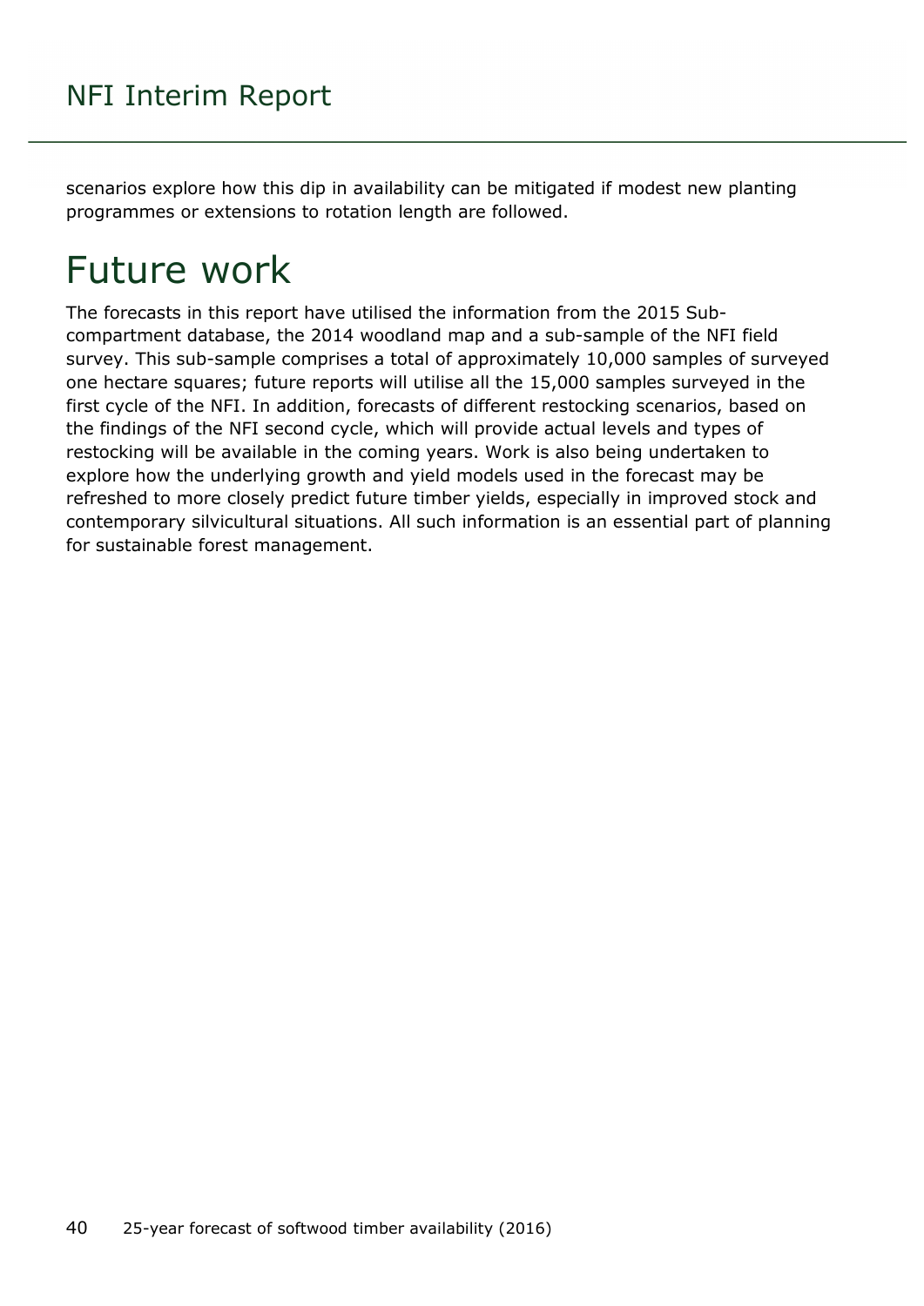scenarios explore how this dip in availability can be mitigated if modest new planting programmes or extensions to rotation length are followed.

# Future work

The forecasts in this report have utilised the information from the 2015 Sub-compartment database, the 2014 woodland map and a sub-sample of the NFI field survey. This sub-sample comprises a total of approximately 10,000 samples of surveyed one hectare squares; future reports will utilise all the 15,000 samples surveyed in the first cycle of the NFI. In addition, forecasts of different restocking scenarios, based on the findings of the NFI second cycle, which will provide actual levels and types of restocking will be available in the coming years. Work is also being undertaken to explore how the underlying growth and yield models used in the forecast may be refreshed to more closely predict future timber yields, especially in improved stock and contemporary silvicultural situations. All such information is an essential part of planning for sustainable forest management.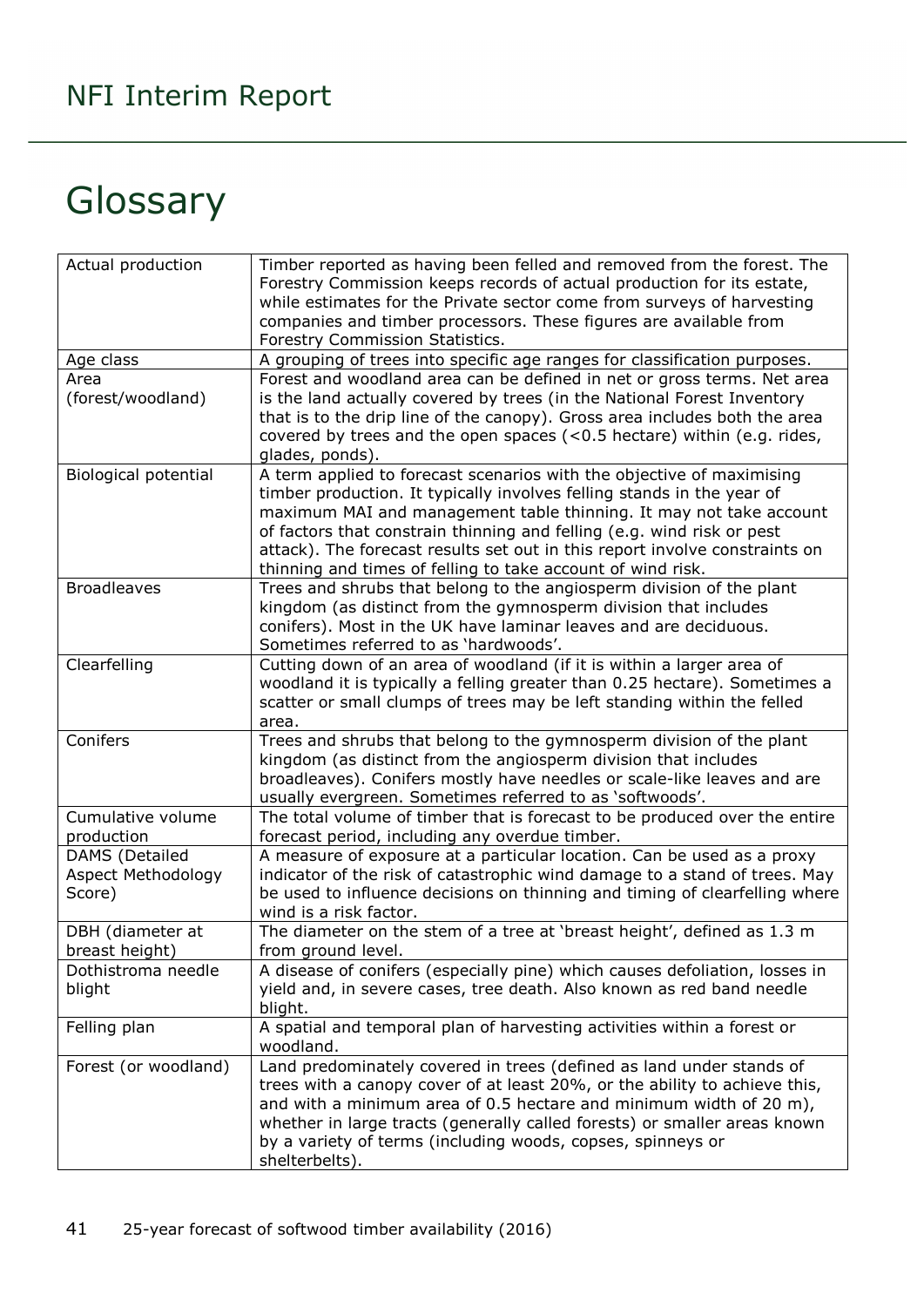# Glossary

| | |
|---|---|
| Actual production | Timber reported as having been felled and removed from the forest. The Forestry Commission keeps records of actual production for its estate, while estimates for the Private sector come from surveys of harvesting companies and timber processors. These figures are available from Forestry Commission Statistics. |
| Age class | A grouping of trees into specific age ranges for classification purposes. |
| Area (forest/woodland) | Forest and woodland area can be defined in net or gross terms. Net area is the land actually covered by trees (in the National Forest Inventory that is to the drip line of the canopy). Gross area includes both the area covered by trees and the open spaces (<0.5 hectare) within (e.g. rides, glades, ponds). |
| Biological potential | A term applied to forecast scenarios with the objective of maximising timber production. It typically involves felling stands in the year of maximum MAI and management table thinning. It may not take account of factors that constrain thinning and felling (e.g. wind risk or pest attack). The forecast results set out in this report involve constraints on thinning and times of felling to take account of wind risk. |
| Broadleaves | Trees and shrubs that belong to the angiosperm division of the plant kingdom (as distinct from the gymnosperm division that includes conifers). Most in the UK have laminar leaves and are deciduous. Sometimes referred to as 'hardwoods'. |
| Clearfelling | Cutting down of an area of woodland (if it is within a larger area of woodland it is typically a felling greater than 0.25 hectare). Sometimes a scatter or small clumps of trees may be left standing within the felled area. |
| Conifers | Trees and shrubs that belong to the gymnosperm division of the plant kingdom (as distinct from the angiosperm division that includes broadleaves). Conifers mostly have needles or scale-like leaves and are usually evergreen. Sometimes referred to as 'softwoods'. |
| Cumulative volume production | The total volume of timber that is forecast to be produced over the entire forecast period, including any overdue timber. |
| DAMS (Detailed Aspect Methodology Score) | A measure of exposure at a particular location. Can be used as a proxy indicator of the risk of catastrophic wind damage to a stand of trees. May be used to influence decisions on thinning and timing of clearfelling where wind is a risk factor. |
| DBH (diameter at breast height) | The diameter on the stem of a tree at 'breast height', defined as 1.3 m from ground level. |
| Dothistroma needle blight | A disease of conifers (especially pine) which causes defoliation, losses in yield and, in severe cases, tree death. Also known as red band needle blight. |
| Felling plan | A spatial and temporal plan of harvesting activities within a forest or woodland. |
| Forest (or woodland) | Land predominately covered in trees (defined as land under stands of trees with a canopy cover of at least 20%, or the ability to achieve this, and with a minimum area of 0.5 hectare and minimum width of 20 m), whether in large tracts (generally called forests) or smaller areas known by a variety of terms (including woods, copses, spinneys or shelterbelts). |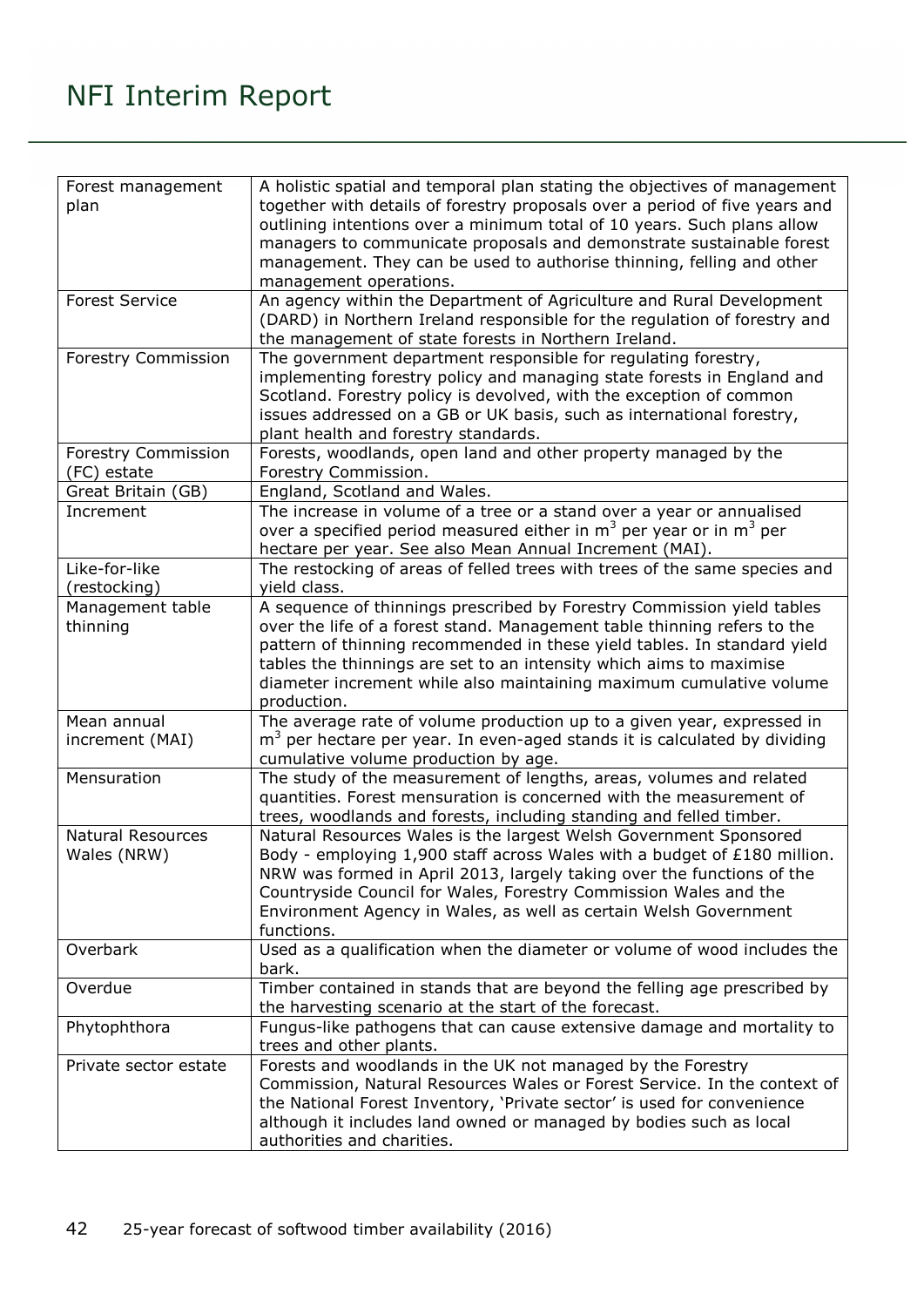| Forest management plan | A holistic spatial and temporal plan stating the objectives of management together with details of forestry proposals over a period of five years and outlining intentions over a minimum total of 10 years. Such plans allow managers to communicate proposals and demonstrate sustainable forest management. They can be used to authorise thinning, felling and other management operations. |
|---|---|
| Forest Service | An agency within the Department of Agriculture and Rural Development (DARD) in Northern Ireland responsible for the regulation of forestry and the management of state forests in Northern Ireland. |
| Forestry Commission | The government department responsible for regulating forestry, implementing forestry policy and managing state forests in England and Scotland. Forestry policy is devolved, with the exception of common issues addressed on a GB or UK basis, such as international forestry, plant health and forestry standards. |
| Forestry Commission (FC) estate | Forests, woodlands, open land and other property managed by the Forestry Commission. |
| Great Britain (GB) | England, Scotland and Wales. |
| Increment | The increase in volume of a tree or a stand over a year or annualised over a specified period measured either in $m^3$ per year or in $m^3$ per hectare per year. See also Mean Annual Increment (MAI). |
| Like-for-like (restocking) | The restocking of areas of felled trees with trees of the same species and yield class. |
| Management table thinning | A sequence of thinnings prescribed by Forestry Commission yield tables over the life of a forest stand. Management table thinning refers to the pattern of thinning recommended in these yield tables. In standard yield tables the thinnings are set to an intensity which aims to maximise diameter increment while also maintaining maximum cumulative volume production. |
| Mean annual increment (MAI) | The average rate of volume production up to a given year, expressed in $m^3$ per hectare per year. In even-aged stands it is calculated by dividing cumulative volume production by age. |
| Mensuration | The study of the measurement of lengths, areas, volumes and related quantities. Forest mensuration is concerned with the measurement of trees, woodlands and forests, including standing and felled timber. |
| Natural Resources Wales (NRW) | Natural Resources Wales is the largest Welsh Government Sponsored Body - employing 1,900 staff across Wales with a budget of £180 million. NRW was formed in April 2013, largely taking over the functions of the Countryside Council for Wales, Forestry Commission Wales and the Environment Agency in Wales, as well as certain Welsh Government functions. |
| Overbark | Used as a qualification when the diameter or volume of wood includes the bark. |
| Overdue | Timber contained in stands that are beyond the felling age prescribed by the harvesting scenario at the start of the forecast. |
| Phytophthora | Fungus-like pathogens that can cause extensive damage and mortality to trees and other plants. |
| Private sector estate | Forests and woodlands in the UK not managed by the Forestry Commission, Natural Resources Wales or Forest Service. In the context of the National Forest Inventory, 'Private sector' is used for convenience although it includes land owned or managed by bodies such as local authorities and charities. |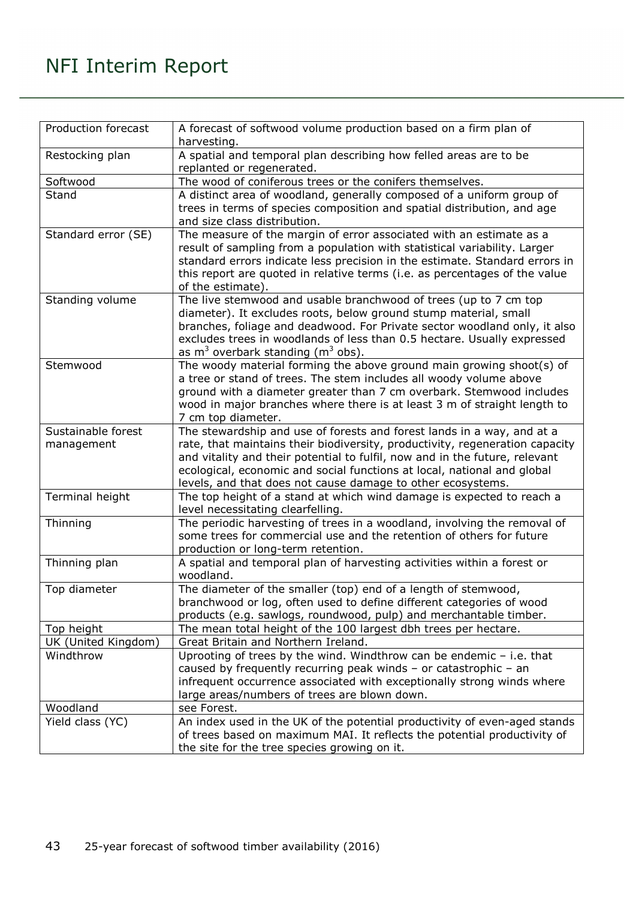| Production forecast | A forecast of softwood volume production based on a firm plan of harvesting. |
|---|---|
| Restocking plan | A spatial and temporal plan describing how felled areas are to be replanted or regenerated. |
| Softwood | The wood of coniferous trees or the conifers themselves. |
| Stand | A distinct area of woodland, generally composed of a uniform group of trees in terms of species composition and spatial distribution, and age and size class distribution. |
| Standard error (SE) | The measure of the margin of error associated with an estimate as a result of sampling from a population with statistical variability. Larger standard errors indicate less precision in the estimate. Standard errors in this report are quoted in relative terms (i.e. as percentages of the value of the estimate). |
| Standing volume | The live stemwood and usable branchwood of trees (up to 7 cm top diameter). It excludes roots, below ground stump material, small branches, foliage and deadwood. For Private sector woodland only, it also excludes trees in woodlands of less than 0.5 hectare. Usually expressed as $m^3$ overbark standing ($m^3$ obs). |
| Stemwood | The woody material forming the above ground main growing shoot(s) of a tree or stand of trees. The stem includes all woody volume above ground with a diameter greater than 7 cm overbark. Stemwood includes wood in major branches where there is at least 3 m of straight length to 7 cm top diameter. |
| Sustainable forest management | The stewardship and use of forests and forest lands in a way, and at a rate, that maintains their biodiversity, productivity, regeneration capacity and vitality and their potential to fulfil, now and in the future, relevant ecological, economic and social functions at local, national and global levels, and that does not cause damage to other ecosystems. |
| Terminal height | The top height of a stand at which wind damage is expected to reach a level necessitating clearfelling. |
| Thinning | The periodic harvesting of trees in a woodland, involving the removal of some trees for commercial use and the retention of others for future production or long-term retention. |
| Thinning plan | A spatial and temporal plan of harvesting activities within a forest or woodland. |
| Top diameter | The diameter of the smaller (top) end of a length of stemwood, branchwood or log, often used to define different categories of wood products (e.g. sawlogs, roundwood, pulp) and merchantable timber. |
| Top height | The mean total height of the 100 largest dbh trees per hectare. |
| UK (United Kingdom) | Great Britain and Northern Ireland. |
| Windthrow | Uprooting of trees by the wind. Windthrow can be endemic – i.e. that caused by frequently recurring peak winds – or catastrophic – an infrequent occurrence associated with exceptionally strong winds where large areas/numbers of trees are blown down. |
| Woodland | see Forest. |
| Yield class (YC) | An index used in the UK of the potential productivity of even-aged stands of trees based on maximum MAI. It reflects the potential productivity of the site for the tree species growing on it. |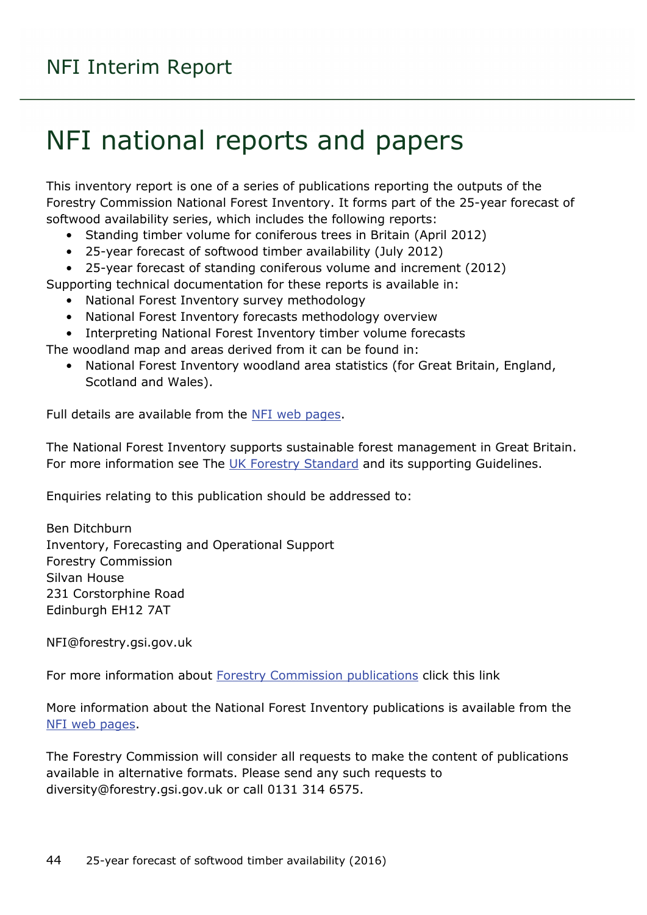# NFI national reports and papers

This inventory report is one of a series of publications reporting the outputs of the Forestry Commission National Forest Inventory. It forms part of the 25-year forecast of softwood availability series, which includes the following reports:

- Standing timber volume for coniferous trees in Britain (April 2012)
- 25-year forecast of softwood timber availability (July 2012)
- 25-year forecast of standing coniferous volume and increment (2012)

Supporting technical documentation for these reports is available in:

- National Forest Inventory survey methodology
- National Forest Inventory forecasts methodology overview
- Interpreting National Forest Inventory timber volume forecasts

The woodland map and areas derived from it can be found in:

- National Forest Inventory woodland area statistics (for Great Britain, England, Scotland and Wales).

Full details are available from the NFI web pages.

The National Forest Inventory supports sustainable forest management in Great Britain. For more information see The UK Forestry Standard and its supporting Guidelines.

Enquiries relating to this publication should be addressed to:

Ben Ditchburn
Inventory, Forecasting and Operational Support
Forestry Commission
Silvan House
231 Corstorphine Road
Edinburgh EH12 7AT

NFI@forestry.gsi.gov.uk

For more information about Forestry Commission publications click this link

More information about the National Forest Inventory publications is available from the NFI web pages.

The Forestry Commission will consider all requests to make the content of publications available in alternative formats. Please send any such requests to diversity@forestry.gsi.gov.uk or call 0131 314 6575.